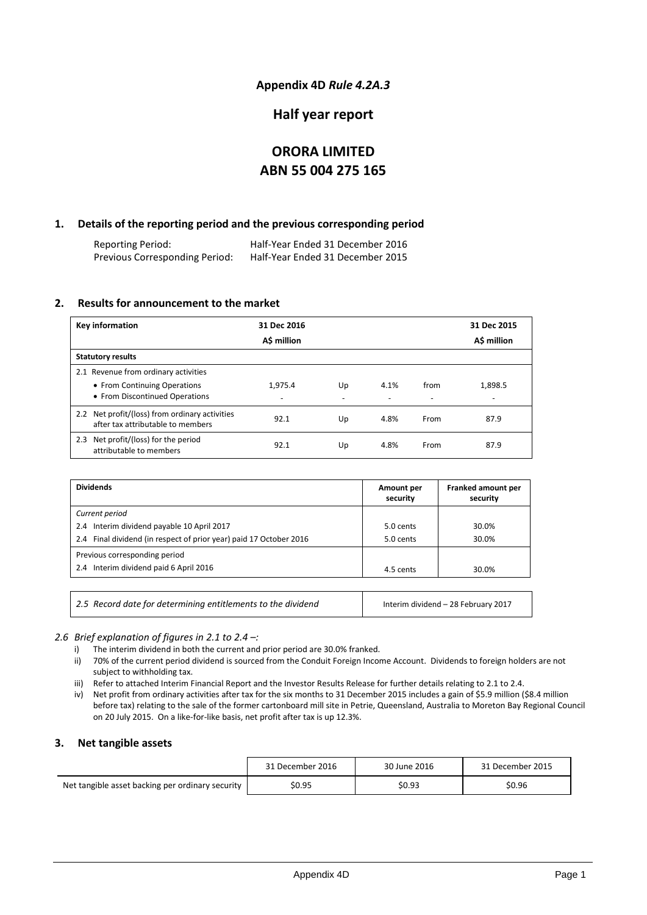**Appendix 4D** ***Rule 4.2A.3***

## Half year report

# ORORA LIMITED
# ABN 55 004 275 165

## 1. Details of the reporting period and the previous corresponding period

| | |
|---|---|
| Reporting Period: | Half-Year Ended 31 December 2016 |
| Previous Corresponding Period: | Half-Year Ended 31 December 2015 |

## 2. Results for announcement to the market

| Key information | 31 Dec 2016 A$ million | | | | 31 Dec 2015 A$ million |
|---|---|---|---|---|---|
| **Statutory results** | | | | | |
| 2.1 Revenue from ordinary activities | | | | | |
| • From Continuing Operations | 1,975.4 | Up | 4.1% | from | 1,898.5 |
| • From Discontinued Operations | - | - | - | - | - |
| 2.2 Net profit/(loss) from ordinary activities after tax attributable to members | 92.1 | Up | 4.8% | From | 87.9 |
| 2.3 Net profit/(loss) for the period attributable to members | 92.1 | Up | 4.8% | From | 87.9 |

| Dividends | Amount per security | Franked amount per security |
|---|---|---|
| *Current period* | | |
| 2.4 Interim dividend payable 10 April 2017 | 5.0 cents | 30.0% |
| 2.4 Final dividend (in respect of prior year) paid 17 October 2016 | 5.0 cents | 30.0% |
| Previous corresponding period | | |
| 2.4 Interim dividend paid 6 April 2016 | 4.5 cents | 30.0% |

| | |
|---|---|
| *2.5 Record date for determining entitlements to the dividend* | Interim dividend – 28 February 2017 |

*2.6 Brief explanation of figures in 2.1 to 2.4 –:*

i) The interim dividend in both the current and prior period are 30.0% franked.
ii) 70% of the current period dividend is sourced from the Conduit Foreign Income Account. Dividends to foreign holders are not subject to withholding tax.
iii) Refer to attached Interim Financial Report and the Investor Results Release for further details relating to 2.1 to 2.4.
iv) Net profit from ordinary activities after tax for the six months to 31 December 2015 includes a gain of $5.9 million ($8.4 million before tax) relating to the sale of the former cartonboard mill site in Petrie, Queensland, Australia to Moreton Bay Regional Council on 20 July 2015. On a like-for-like basis, net profit after tax is up 12.3%.

## 3. Net tangible assets

| | 31 December 2016 | 30 June 2016 | 31 December 2015 |
|---|---|---|---|
| Net tangible asset backing per ordinary security | $0.95 | $0.93 | $0.96 |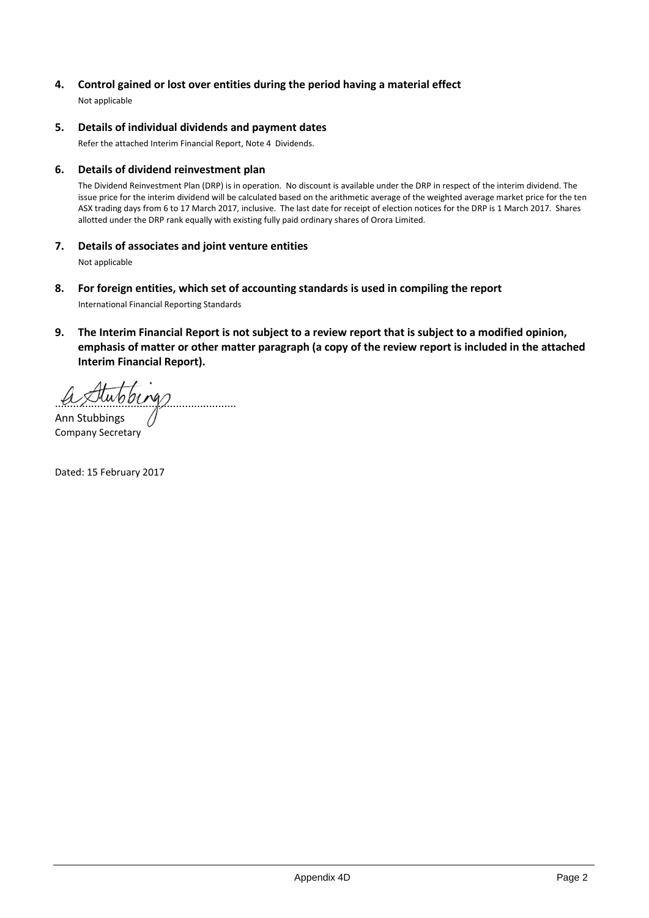## 4. Control gained or lost over entities during the period having a material effect

Not applicable

## 5. Details of individual dividends and payment dates

Refer the attached Interim Financial Report, Note 4 Dividends.

## 6. Details of dividend reinvestment plan

The Dividend Reinvestment Plan (DRP) is in operation. No discount is available under the DRP in respect of the interim dividend. The issue price for the interim dividend will be calculated based on the arithmetic average of the weighted average market price for the ten ASX trading days from 6 to 17 March 2017, inclusive. The last date for receipt of election notices for the DRP is 1 March 2017. Shares allotted under the DRP rank equally with existing fully paid ordinary shares of Orora Limited.

## 7. Details of associates and joint venture entities

Not applicable

## 8. For foreign entities, which set of accounting standards is used in compiling the report

International Financial Reporting Standards

## 9. The Interim Financial Report is not subject to a review report that is subject to a modified opinion, emphasis of matter or other matter paragraph (a copy of the review report is included in the attached Interim Financial Report).

.........................................................

Ann Stubbings
Company Secretary

Dated: 15 February 2017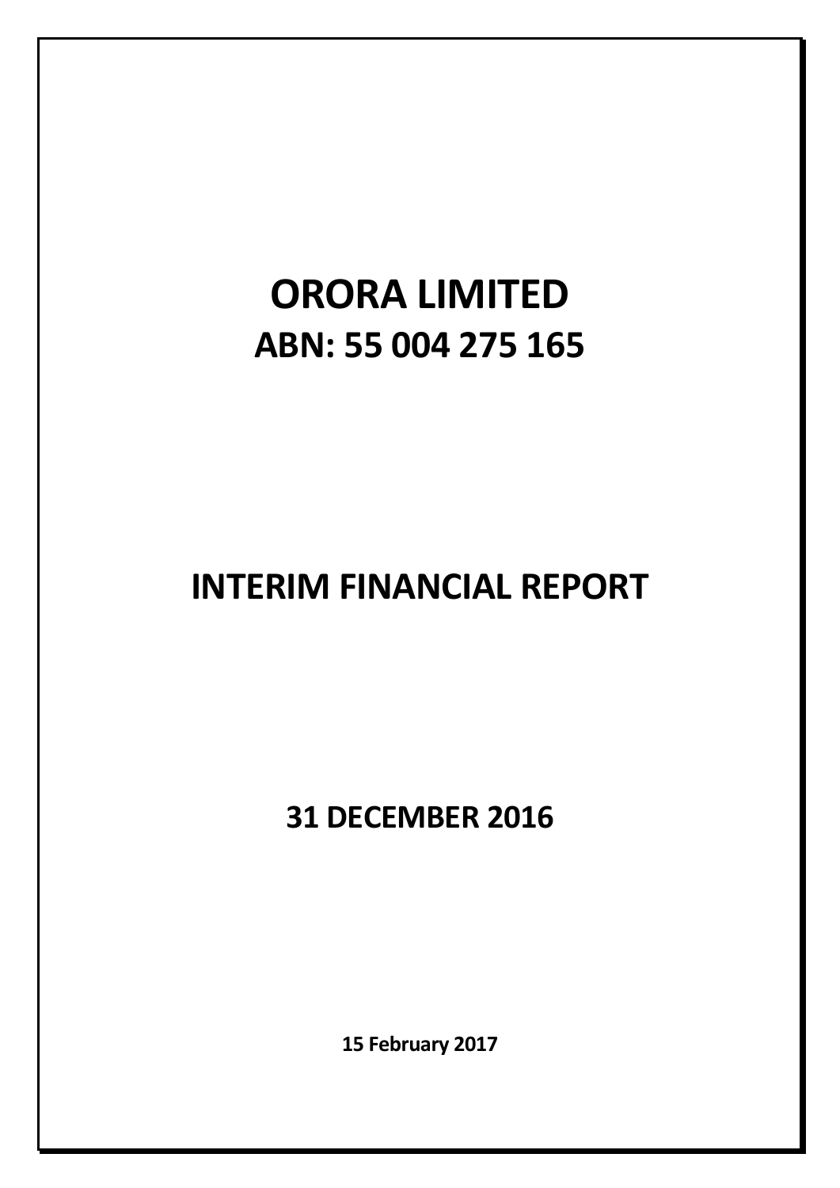# ORORA LIMITED

## ABN: 55 004 275 165

# INTERIM FINANCIAL REPORT

## 31 DECEMBER 2016

**15 February 2017**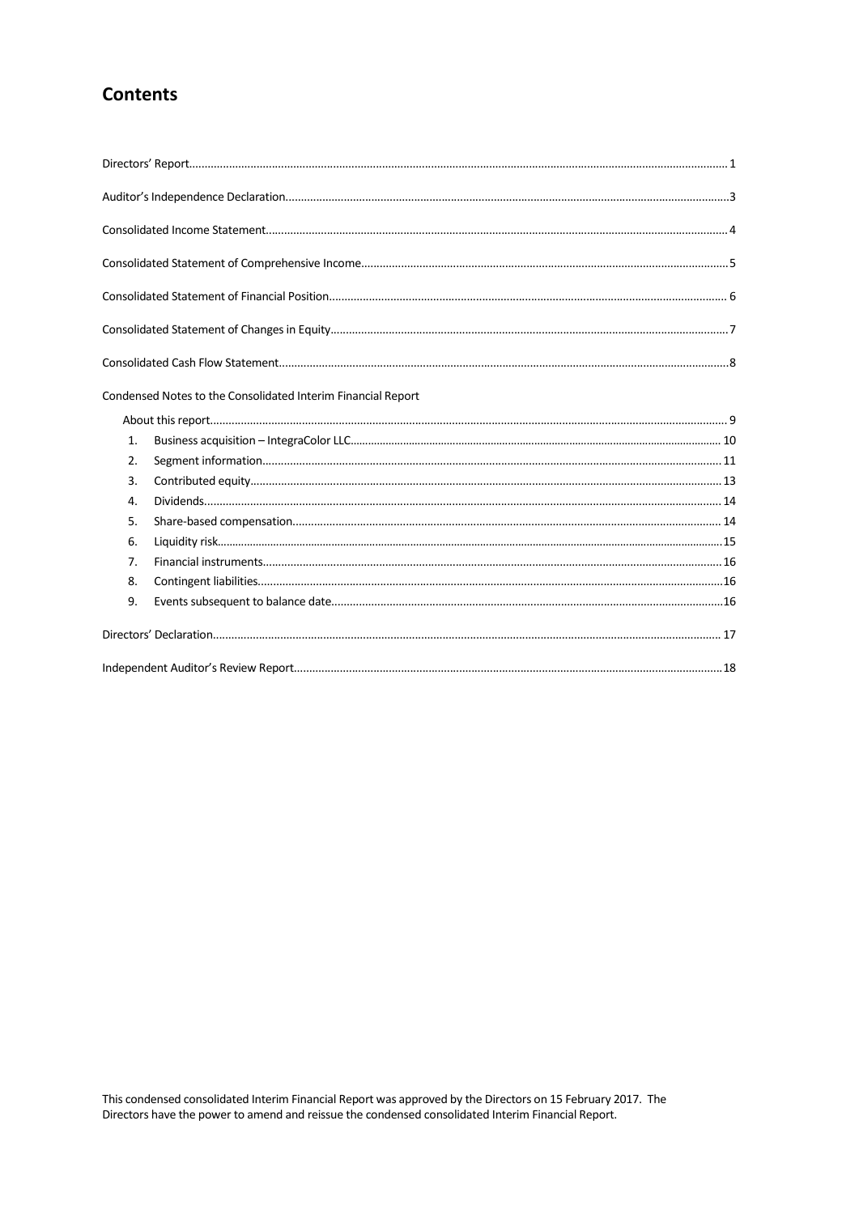# Contents

| | |
|---|---|
| Directors' Report | 1 |
| Auditor's Independence Declaration | 3 |
| Consolidated Income Statement | 4 |
| Consolidated Statement of Comprehensive Income | 5 |
| Consolidated Statement of Financial Position | 6 |
| Consolidated Statement of Changes in Equity | 7 |
| Consolidated Cash Flow Statement | 8 |
| Condensed Notes to the Consolidated Interim Financial Report | |
| About this report | 9 |
| 1. Business acquisition – IntegraColor LLC | 10 |
| 2. Segment information | 11 |
| 3. Contributed equity | 13 |
| 4. Dividends | 14 |
| 5. Share-based compensation | 14 |
| 6. Liquidity risk | 15 |
| 7. Financial instruments | 16 |
| 8. Contingent liabilities | 16 |
| 9. Events subsequent to balance date | 16 |
| Directors' Declaration | 17 |
| Independent Auditor's Review Report | 18 |

This condensed consolidated Interim Financial Report was approved by the Directors on 15 February 2017. The Directors have the power to amend and reissue the condensed consolidated Interim Financial Report.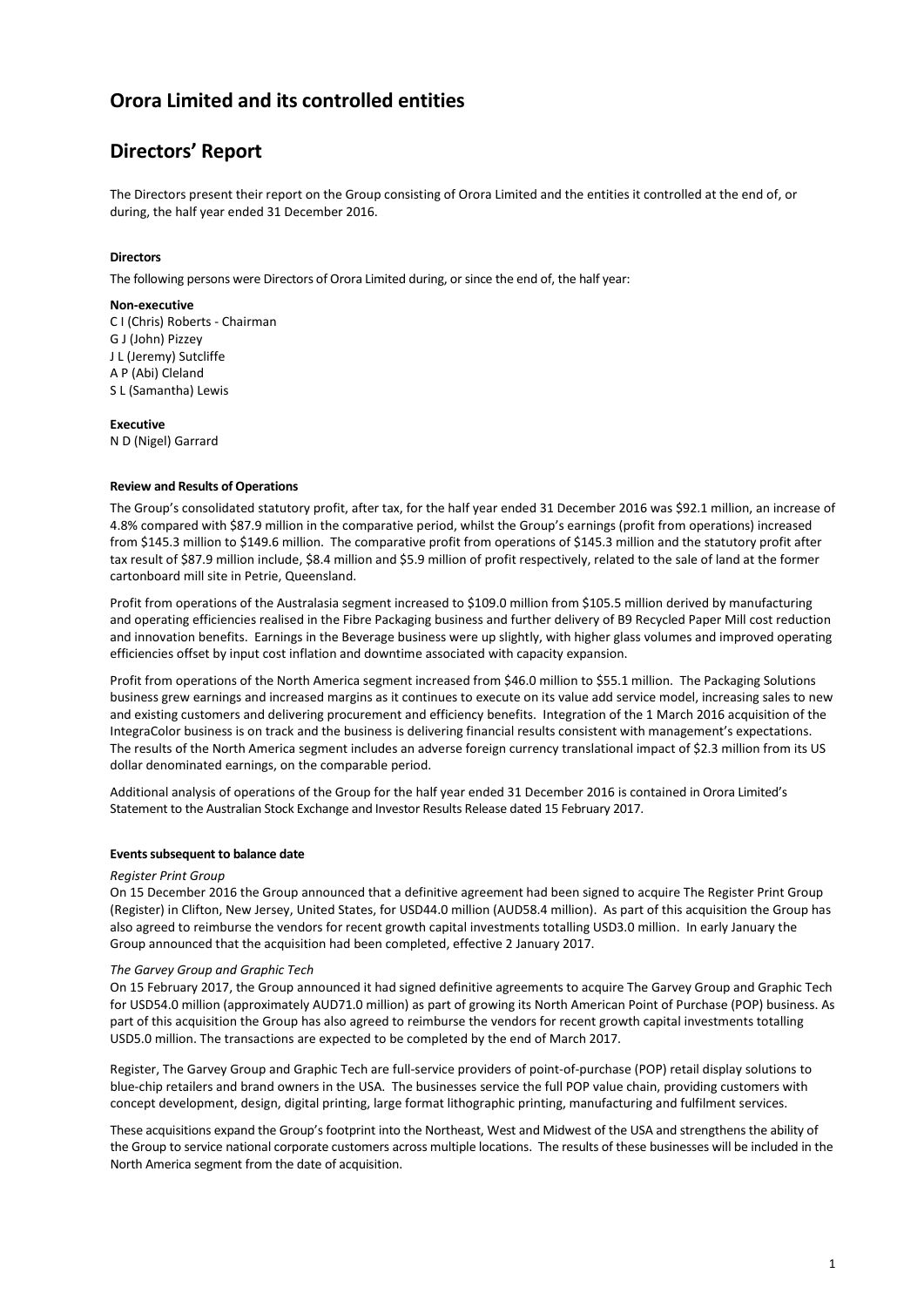# Orora Limited and its controlled entities

# Directors' Report

The Directors present their report on the Group consisting of Orora Limited and the entities it controlled at the end of, or during, the half year ended 31 December 2016.

**Directors**

The following persons were Directors of Orora Limited during, or since the end of, the half year:

**Non-executive**
C I (Chris) Roberts - Chairman
G J (John) Pizzey
J L (Jeremy) Sutcliffe
A P (Abi) Cleland
S L (Samantha) Lewis

**Executive**
N D (Nigel) Garrard

**Review and Results of Operations**

The Group's consolidated statutory profit, after tax, for the half year ended 31 December 2016 was $92.1 million, an increase of 4.8% compared with $87.9 million in the comparative period, whilst the Group's earnings (profit from operations) increased from $145.3 million to $149.6 million. The comparative profit from operations of $145.3 million and the statutory profit after tax result of $87.9 million include, $8.4 million and $5.9 million of profit respectively, related to the sale of land at the former cartonboard mill site in Petrie, Queensland.

Profit from operations of the Australasia segment increased to $109.0 million from $105.5 million derived by manufacturing and operating efficiencies realised in the Fibre Packaging business and further delivery of B9 Recycled Paper Mill cost reduction and innovation benefits. Earnings in the Beverage business were up slightly, with higher glass volumes and improved operating efficiencies offset by input cost inflation and downtime associated with capacity expansion.

Profit from operations of the North America segment increased from $46.0 million to $55.1 million. The Packaging Solutions business grew earnings and increased margins as it continues to execute on its value add service model, increasing sales to new and existing customers and delivering procurement and efficiency benefits. Integration of the 1 March 2016 acquisition of the IntegraColor business is on track and the business is delivering financial results consistent with management's expectations. The results of the North America segment includes an adverse foreign currency translational impact of $2.3 million from its US dollar denominated earnings, on the comparable period.

Additional analysis of operations of the Group for the half year ended 31 December 2016 is contained in Orora Limited's Statement to the Australian Stock Exchange and Investor Results Release dated 15 February 2017.

**Events subsequent to balance date**

*Register Print Group*
On 15 December 2016 the Group announced that a definitive agreement had been signed to acquire The Register Print Group (Register) in Clifton, New Jersey, United States, for USD44.0 million (AUD58.4 million). As part of this acquisition the Group has also agreed to reimburse the vendors for recent growth capital investments totalling USD3.0 million. In early January the Group announced that the acquisition had been completed, effective 2 January 2017.

*The Garvey Group and Graphic Tech*
On 15 February 2017, the Group announced it had signed definitive agreements to acquire The Garvey Group and Graphic Tech for USD54.0 million (approximately AUD71.0 million) as part of growing its North American Point of Purchase (POP) business. As part of this acquisition the Group has also agreed to reimburse the vendors for recent growth capital investments totalling USD5.0 million. The transactions are expected to be completed by the end of March 2017.

Register, The Garvey Group and Graphic Tech are full-service providers of point-of-purchase (POP) retail display solutions to blue-chip retailers and brand owners in the USA. The businesses service the full POP value chain, providing customers with concept development, design, digital printing, large format lithographic printing, manufacturing and fulfilment services.

These acquisitions expand the Group's footprint into the Northeast, West and Midwest of the USA and strengthens the ability of the Group to service national corporate customers across multiple locations. The results of these businesses will be included in the North America segment from the date of acquisition.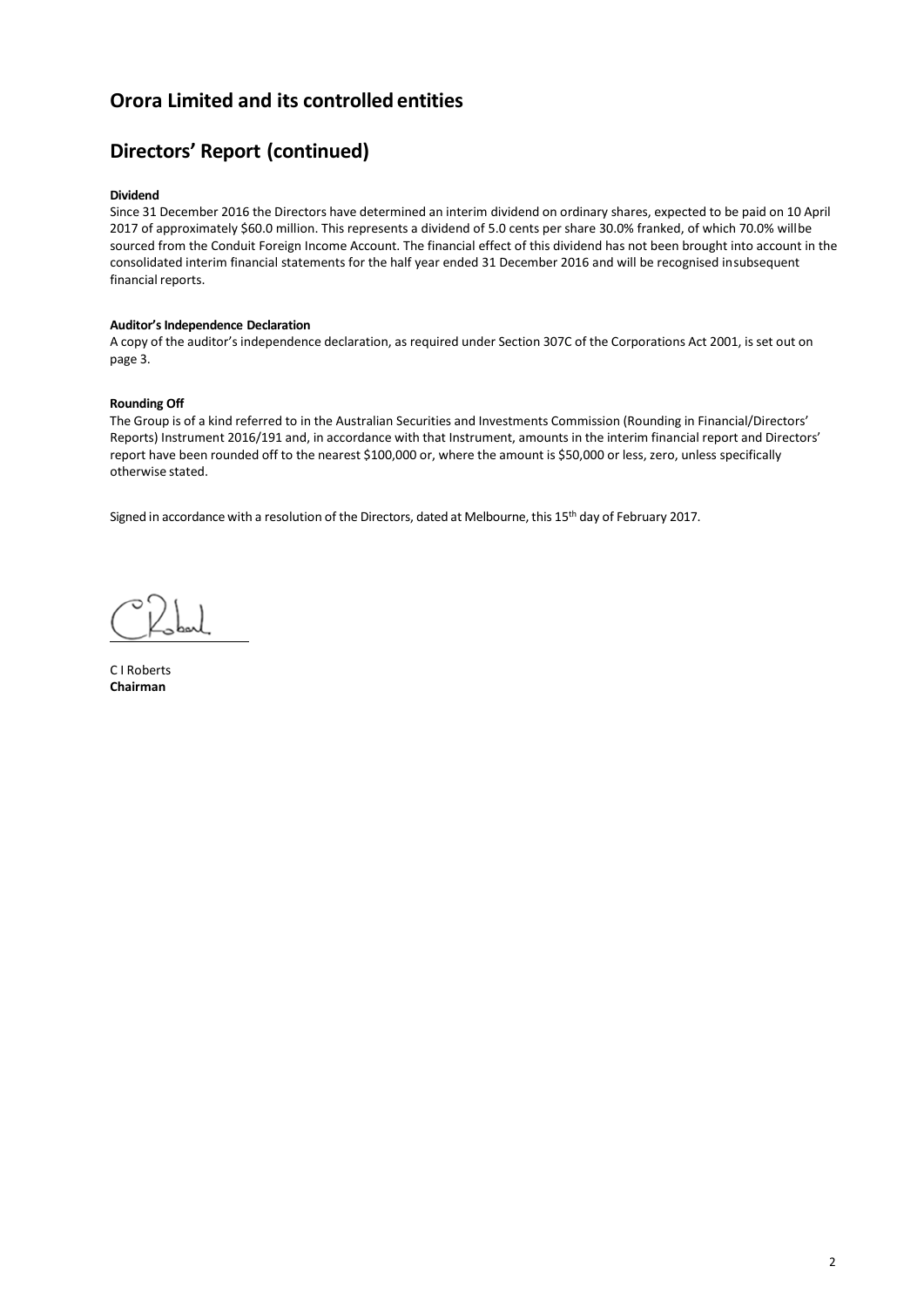# Orora Limited and its controlled entities

## Directors' Report (continued)

**Dividend**

Since 31 December 2016 the Directors have determined an interim dividend on ordinary shares, expected to be paid on 10 April 2017 of approximately \$60.0 million. This represents a dividend of 5.0 cents per share 30.0% franked, of which 70.0% will be sourced from the Conduit Foreign Income Account. The financial effect of this dividend has not been brought into account in the consolidated interim financial statements for the half year ended 31 December 2016 and will be recognised in subsequent financial reports.

**Auditor's Independence Declaration**

A copy of the auditor's independence declaration, as required under Section 307C of the Corporations Act 2001, is set out on page 3.

**Rounding Off**

The Group is of a kind referred to in the Australian Securities and Investments Commission (Rounding in Financial/Directors' Reports) Instrument 2016/191 and, in accordance with that Instrument, amounts in the interim financial report and Directors' report have been rounded off to the nearest \$100,000 or, where the amount is \$50,000 or less, zero, unless specifically otherwise stated.

Signed in accordance with a resolution of the Directors, dated at Melbourne, this 15th day of February 2017.

C I Roberts
**Chairman**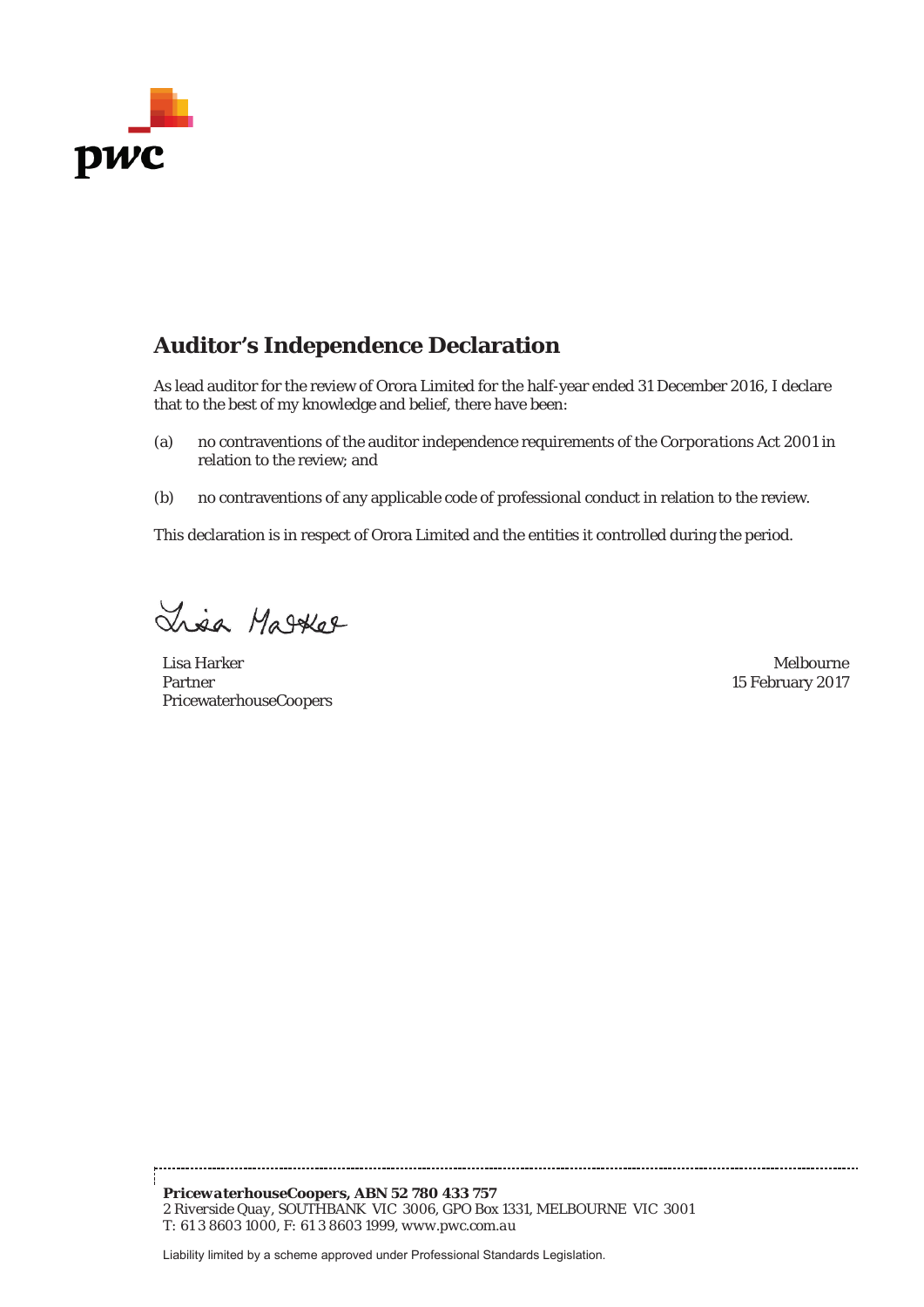## Auditor's Independence Declaration

As lead auditor for the review of Orora Limited for the half-year ended 31 December 2016, I declare that to the best of my knowledge and belief, there have been:

(a) no contraventions of the auditor independence requirements of the *Corporations Act 2001* in relation to the review; and

(b) no contraventions of any applicable code of professional conduct in relation to the review.

This declaration is in respect of Orora Limited and the entities it controlled during the period.

Lisa Harker
Partner
PricewaterhouseCoopers

Melbourne
15 February 2017

***PricewaterhouseCoopers, ABN 52 780 433 757***
*2 Riverside Quay, SOUTHBANK VIC 3006, GPO Box 1331, MELBOURNE VIC 3001*
*T: 61 3 8603 1000, F: 61 3 8603 1999, www.pwc.com.au*

Liability limited by a scheme approved under Professional Standards Legislation.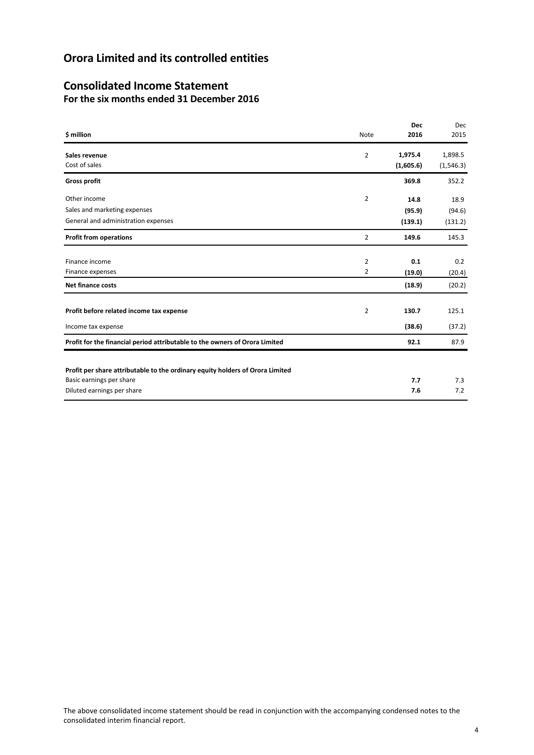# Orora Limited and its controlled entities

## Consolidated Income Statement

### For the six months ended 31 December 2016

| $ million | Note | Dec 2016 | Dec 2015 |
|---|---|---|---|
| **Sales revenue** | 2 | **1,975.4** | 1,898.5 |
| Cost of sales | | **(1,605.6)** | (1,546.3) |
| **Gross profit** | | **369.8** | 352.2 |
| Other income | 2 | **14.8** | 18.9 |
| Sales and marketing expenses | | **(95.9)** | (94.6) |
| General and administration expenses | | **(139.1)** | (131.2) |
| **Profit from operations** | 2 | **149.6** | 145.3 |
| Finance income | 2 | **0.1** | 0.2 |
| Finance expenses | 2 | **(19.0)** | (20.4) |
| **Net finance costs** | | **(18.9)** | (20.2) |
| **Profit before related income tax expense** | 2 | **130.7** | 125.1 |
| Income tax expense | | **(38.6)** | (37.2) |
| **Profit for the financial period attributable to the owners of Orora Limited** | | **92.1** | 87.9 |
| **Profit per share attributable to the ordinary equity holders of Orora Limited** | | | |
| Basic earnings per share | | **7.7** | 7.3 |
| Diluted earnings per share | | **7.6** | 7.2 |

The above consolidated income statement should be read in conjunction with the accompanying condensed notes to the consolidated interim financial report.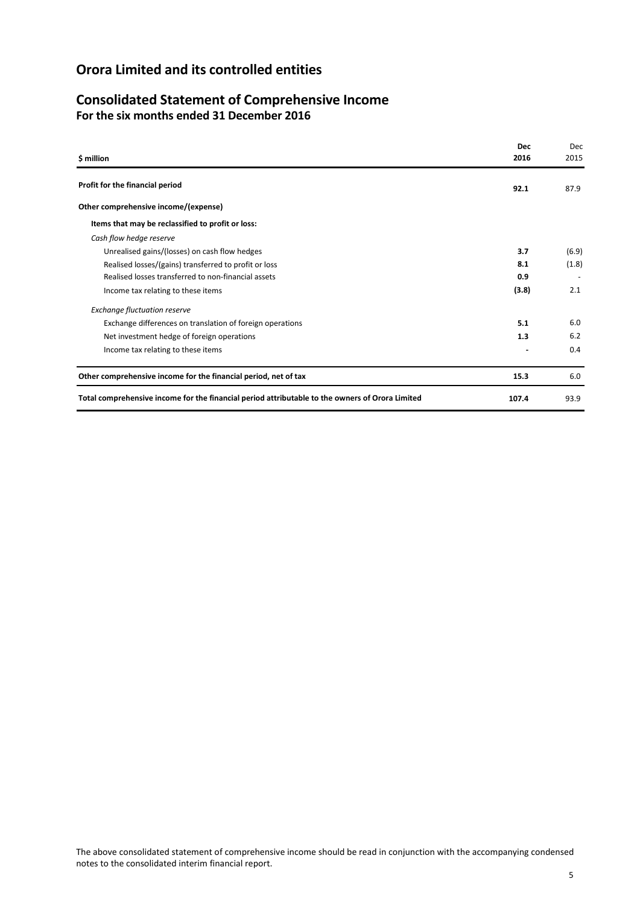# Orora Limited and its controlled entities

## Consolidated Statement of Comprehensive Income

### For the six months ended 31 December 2016

| $ million | Dec 2016 | Dec 2015 |
|---|---|---|
| **Profit for the financial period** | **92.1** | 87.9 |
| **Other comprehensive income/(expense)** | | |
| **Items that may be reclassified to profit or loss:** | | |
| *Cash flow hedge reserve* | | |
| Unrealised gains/(losses) on cash flow hedges | **3.7** | (6.9) |
| Realised losses/(gains) transferred to profit or loss | **8.1** | (1.8) |
| Realised losses transferred to non-financial assets | **0.9** | - |
| Income tax relating to these items | **(3.8)** | 2.1 |
| *Exchange fluctuation reserve* | | |
| Exchange differences on translation of foreign operations | **5.1** | 6.0 |
| Net investment hedge of foreign operations | **1.3** | 6.2 |
| Income tax relating to these items | **-** | 0.4 |
| **Other comprehensive income for the financial period, net of tax** | **15.3** | 6.0 |
| **Total comprehensive income for the financial period attributable to the owners of Orora Limited** | **107.4** | 93.9 |

The above consolidated statement of comprehensive income should be read in conjunction with the accompanying condensed notes to the consolidated interim financial report.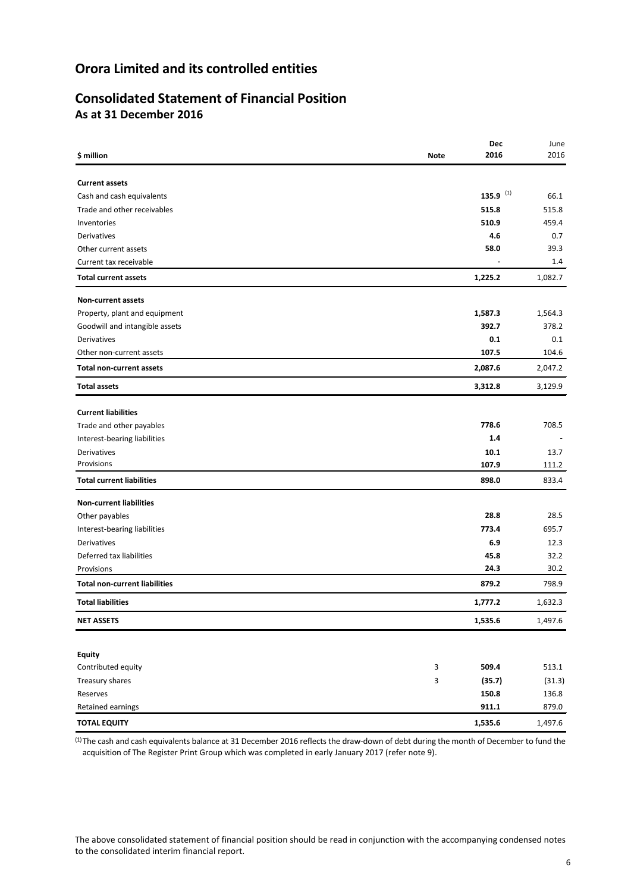# Orora Limited and its controlled entities

## Consolidated Statement of Financial Position

### As at 31 December 2016

| $ million | Note | Dec 2016 | June 2016 |
|---|---|---|---|
| **Current assets** | | | |
| Cash and cash equivalents | | **135.9** [(1)] | 66.1 |
| Trade and other receivables | | **515.8** | 515.8 |
| Inventories | | **510.9** | 459.4 |
| Derivatives | | **4.6** | 0.7 |
| Other current assets | | **58.0** | 39.3 |
| Current tax receivable | | **-** | 1.4 |
| **Total current assets** | | **1,225.2** | 1,082.7 |
| **Non-current assets** | | | |
| Property, plant and equipment | | **1,587.3** | 1,564.3 |
| Goodwill and intangible assets | | **392.7** | 378.2 |
| Derivatives | | **0.1** | 0.1 |
| Other non-current assets | | **107.5** | 104.6 |
| **Total non-current assets** | | **2,087.6** | 2,047.2 |
| **Total assets** | | **3,312.8** | 3,129.9 |
| **Current liabilities** | | | |
| Trade and other payables | | **778.6** | 708.5 |
| Interest-bearing liabilities | | **1.4** | - |
| Derivatives | | **10.1** | 13.7 |
| Provisions | | **107.9** | 111.2 |
| **Total current liabilities** | | **898.0** | 833.4 |
| **Non-current liabilities** | | | |
| Other payables | | **28.8** | 28.5 |
| Interest-bearing liabilities | | **773.4** | 695.7 |
| Derivatives | | **6.9** | 12.3 |
| Deferred tax liabilities | | **45.8** | 32.2 |
| Provisions | | **24.3** | 30.2 |
| **Total non-current liabilities** | | **879.2** | 798.9 |
| **Total liabilities** | | **1,777.2** | 1,632.3 |
| **NET ASSETS** | | **1,535.6** | 1,497.6 |
| **Equity** | | | |
| Contributed equity | 3 | **509.4** | 513.1 |
| Treasury shares | 3 | **(35.7)** | (31.3) |
| Reserves | | **150.8** | 136.8 |
| Retained earnings | | **911.1** | 879.0 |
| **TOTAL EQUITY** | | **1,535.6** | 1,497.6 |

[(1)] The cash and cash equivalents balance at 31 December 2016 reflects the draw-down of debt during the month of December to fund the acquisition of The Register Print Group which was completed in early January 2017 (refer note 9).

The above consolidated statement of financial position should be read in conjunction with the accompanying condensed notes to the consolidated interim financial report.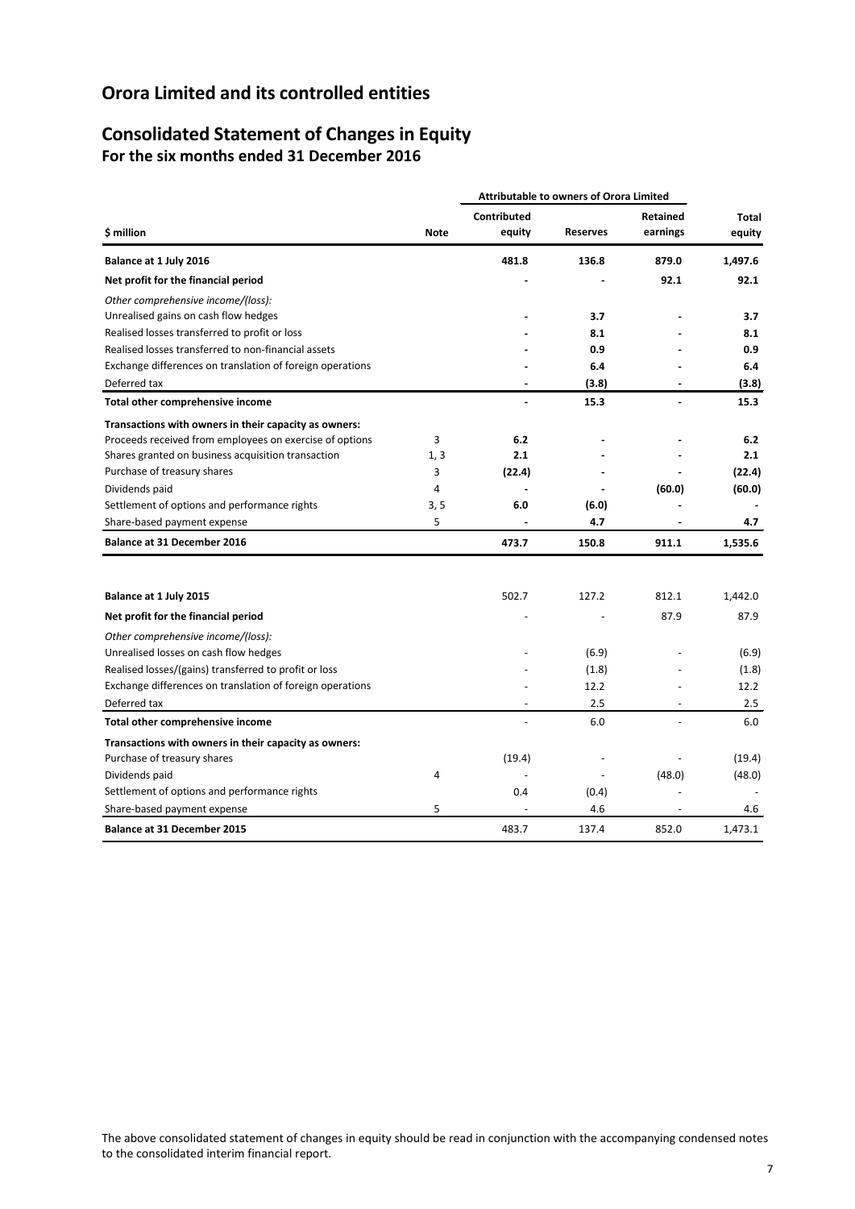# Orora Limited and its controlled entities

## Consolidated Statement of Changes in Equity

### For the six months ended 31 December 2016

| | | Attributable to owners of Orora Limited | | | |
|---|---|---|---|---|---|
| **$ million** | **Note** | **Contributed equity** | **Reserves** | **Retained earnings** | **Total equity** |
| **Balance at 1 July 2016** | | **481.8** | **136.8** | **879.0** | **1,497.6** |
| **Net profit for the financial period** | | **-** | **-** | **92.1** | **92.1** |
| *Other comprehensive income/(loss):* | | | | | |
| Unrealised gains on cash flow hedges | | **-** | **3.7** | **-** | **3.7** |
| Realised losses transferred to profit or loss | | **-** | **8.1** | **-** | **8.1** |
| Realised losses transferred to non-financial assets | | **-** | **0.9** | **-** | **0.9** |
| Exchange differences on translation of foreign operations | | **-** | **6.4** | **-** | **6.4** |
| Deferred tax | | **-** | **(3.8)** | **-** | **(3.8)** |
| **Total other comprehensive income** | | **-** | **15.3** | **-** | **15.3** |
| **Transactions with owners in their capacity as owners:** | | | | | |
| Proceeds received from employees on exercise of options | 3 | **6.2** | **-** | **-** | **6.2** |
| Shares granted on business acquisition transaction | 1, 3 | **2.1** | **-** | **-** | **2.1** |
| Purchase of treasury shares | 3 | **(22.4)** | **-** | **-** | **(22.4)** |
| Dividends paid | 4 | **-** | **-** | **(60.0)** | **(60.0)** |
| Settlement of options and performance rights | 3, 5 | **6.0** | **(6.0)** | **-** | **-** |
| Share-based payment expense | 5 | **-** | **4.7** | **-** | **4.7** |
| **Balance at 31 December 2016** | | **473.7** | **150.8** | **911.1** | **1,535.6** |
| | | | | | |
| **Balance at 1 July 2015** | | 502.7 | 127.2 | 812.1 | 1,442.0 |
| **Net profit for the financial period** | | - | - | 87.9 | 87.9 |
| *Other comprehensive income/(loss):* | | | | | |
| Unrealised losses on cash flow hedges | | - | (6.9) | - | (6.9) |
| Realised losses/(gains) transferred to profit or loss | | - | (1.8) | - | (1.8) |
| Exchange differences on translation of foreign operations | | - | 12.2 | - | 12.2 |
| Deferred tax | | - | 2.5 | - | 2.5 |
| **Total other comprehensive income** | | - | 6.0 | - | 6.0 |
| **Transactions with owners in their capacity as owners:** | | | | | |
| Purchase of treasury shares | | (19.4) | - | - | (19.4) |
| Dividends paid | 4 | - | - | (48.0) | (48.0) |
| Settlement of options and performance rights | | 0.4 | (0.4) | - | - |
| Share-based payment expense | 5 | - | 4.6 | - | 4.6 |
| **Balance at 31 December 2015** | | 483.7 | 137.4 | 852.0 | 1,473.1 |

The above consolidated statement of changes in equity should be read in conjunction with the accompanying condensed notes to the consolidated interim financial report.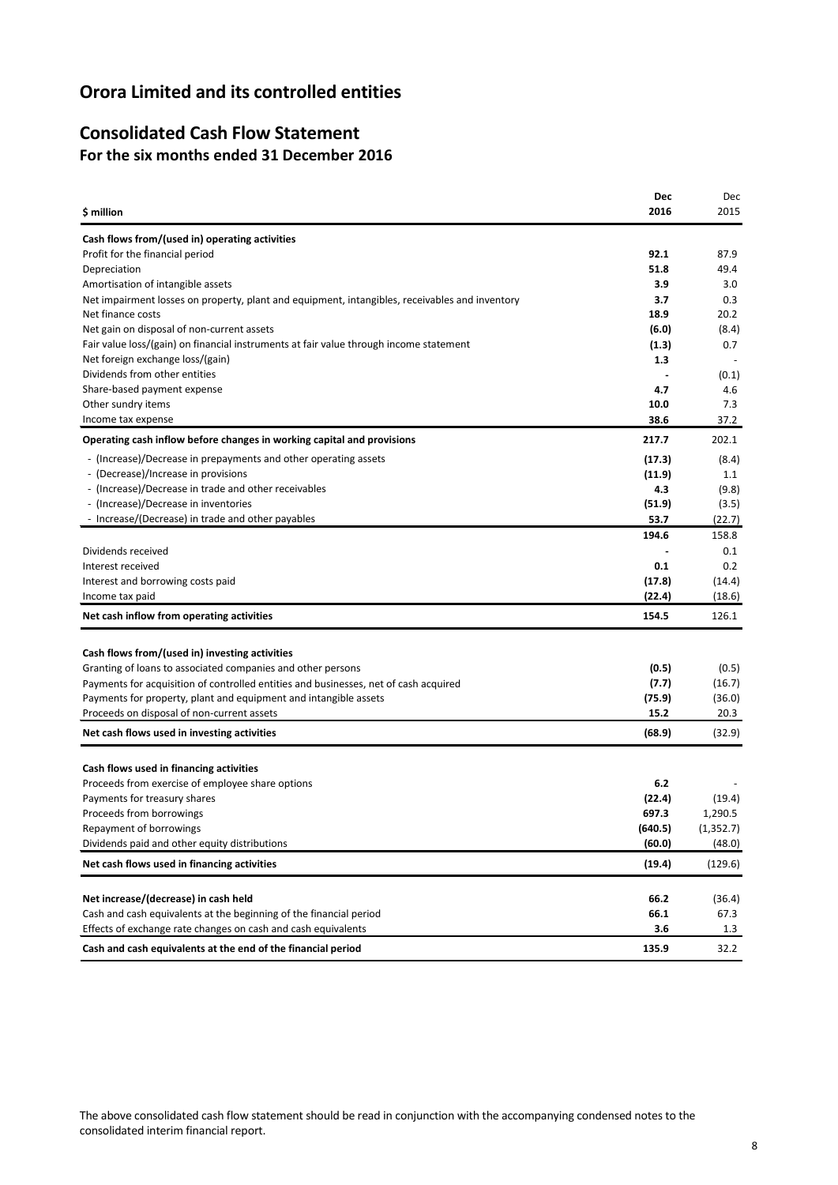# Orora Limited and its controlled entities

## Consolidated Cash Flow Statement

### For the six months ended 31 December 2016

| $ million | Dec 2016 | Dec 2015 |
|---|---|---|
| **Cash flows from/(used in) operating activities** | | |
| Profit for the financial period | **92.1** | 87.9 |
| Depreciation | **51.8** | 49.4 |
| Amortisation of intangible assets | **3.9** | 3.0 |
| Net impairment losses on property, plant and equipment, intangibles, receivables and inventory | **3.7** | 0.3 |
| Net finance costs | **18.9** | 20.2 |
| Net gain on disposal of non-current assets | **(6.0)** | (8.4) |
| Fair value loss/(gain) on financial instruments at fair value through income statement | **(1.3)** | 0.7 |
| Net foreign exchange loss/(gain) | **1.3** | - |
| Dividends from other entities | **-** | (0.1) |
| Share-based payment expense | **4.7** | 4.6 |
| Other sundry items | **10.0** | 7.3 |
| Income tax expense | **38.6** | 37.2 |
| **Operating cash inflow before changes in working capital and provisions** | **217.7** | 202.1 |
| - (Increase)/Decrease in prepayments and other operating assets | **(17.3)** | (8.4) |
| - (Decrease)/Increase in provisions | **(11.9)** | 1.1 |
| - (Increase)/Decrease in trade and other receivables | **4.3** | (9.8) |
| - (Increase)/Decrease in inventories | **(51.9)** | (3.5) |
| - Increase/(Decrease) in trade and other payables | **53.7** | (22.7) |
| | **194.6** | 158.8 |
| Dividends received | **-** | 0.1 |
| Interest received | **0.1** | 0.2 |
| Interest and borrowing costs paid | **(17.8)** | (14.4) |
| Income tax paid | **(22.4)** | (18.6) |
| **Net cash inflow from operating activities** | **154.5** | 126.1 |
| | | |
| **Cash flows from/(used in) investing activities** | | |
| Granting of loans to associated companies and other persons | **(0.5)** | (0.5) |
| Payments for acquisition of controlled entities and businesses, net of cash acquired | **(7.7)** | (16.7) |
| Payments for property, plant and equipment and intangible assets | **(75.9)** | (36.0) |
| Proceeds on disposal of non-current assets | **15.2** | 20.3 |
| **Net cash flows used in investing activities** | **(68.9)** | (32.9) |
| | | |
| **Cash flows used in financing activities** | | |
| Proceeds from exercise of employee share options | **6.2** | - |
| Payments for treasury shares | **(22.4)** | (19.4) |
| Proceeds from borrowings | **697.3** | 1,290.5 |
| Repayment of borrowings | **(640.5)** | (1,352.7) |
| Dividends paid and other equity distributions | **(60.0)** | (48.0) |
| **Net cash flows used in financing activities** | **(19.4)** | (129.6) |
| | | |
| **Net increase/(decrease) in cash held** | **66.2** | (36.4) |
| Cash and cash equivalents at the beginning of the financial period | **66.1** | 67.3 |
| Effects of exchange rate changes on cash and cash equivalents | **3.6** | 1.3 |
| **Cash and cash equivalents at the end of the financial period** | **135.9** | 32.2 |

The above consolidated cash flow statement should be read in conjunction with the accompanying condensed notes to the consolidated interim financial report.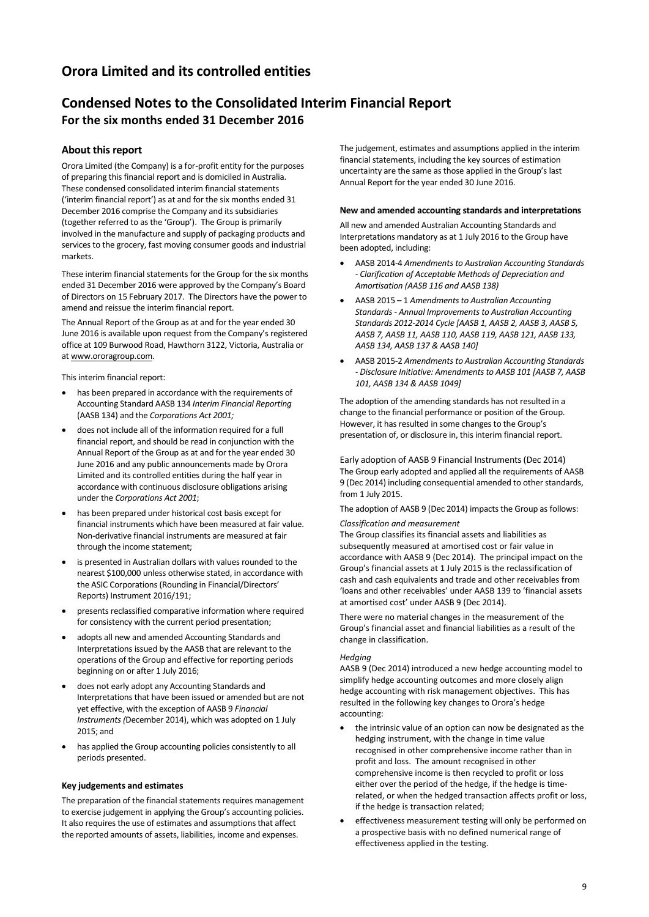# Orora Limited and its controlled entities

## Condensed Notes to the Consolidated Interim Financial Report

### For the six months ended 31 December 2016

### About this report

Orora Limited (the Company) is a for-profit entity for the purposes of preparing this financial report and is domiciled in Australia. These condensed consolidated interim financial statements ('interim financial report') as at and for the six months ended 31 December 2016 comprise the Company and its subsidiaries (together referred to as the 'Group'). The Group is primarily involved in the manufacture and supply of packaging products and services to the grocery, fast moving consumer goods and industrial markets.

These interim financial statements for the Group for the six months ended 31 December 2016 were approved by the Company's Board of Directors on 15 February 2017. The Directors have the power to amend and reissue the interim financial report.

The Annual Report of the Group as at and for the year ended 30 June 2016 is available upon request from the Company's registered office at 109 Burwood Road, Hawthorn 3122, Victoria, Australia or at www.ororagroup.com.

This interim financial report:

- has been prepared in accordance with the requirements of Accounting Standard AASB 134 *Interim Financial Reporting* (AASB 134) and the *Corporations Act 2001;*
- does not include all of the information required for a full financial report, and should be read in conjunction with the Annual Report of the Group as at and for the year ended 30 June 2016 and any public announcements made by Orora Limited and its controlled entities during the half year in accordance with continuous disclosure obligations arising under the *Corporations Act 2001*;
- has been prepared under historical cost basis except for financial instruments which have been measured at fair value. Non-derivative financial instruments are measured at fair through the income statement;
- is presented in Australian dollars with values rounded to the nearest $100,000 unless otherwise stated, in accordance with the ASIC Corporations (Rounding in Financial/Directors' Reports) Instrument 2016/191;
- presents reclassified comparative information where required for consistency with the current period presentation;
- adopts all new and amended Accounting Standards and Interpretations issued by the AASB that are relevant to the operations of the Group and effective for reporting periods beginning on or after 1 July 2016;
- does not early adopt any Accounting Standards and Interpretations that have been issued or amended but are not yet effective, with the exception of AASB 9 *Financial Instruments (*December 2014), which was adopted on 1 July 2015; and
- has applied the Group accounting policies consistently to all periods presented.

**Key judgements and estimates**

The preparation of the financial statements requires management to exercise judgement in applying the Group's accounting policies. It also requires the use of estimates and assumptions that affect the reported amounts of assets, liabilities, income and expenses.

The judgement, estimates and assumptions applied in the interim financial statements, including the key sources of estimation uncertainty are the same as those applied in the Group's last Annual Report for the year ended 30 June 2016.

**New and amended accounting standards and interpretations**

All new and amended Australian Accounting Standards and Interpretations mandatory as at 1 July 2016 to the Group have been adopted, including:

- AASB 2014-4 *Amendments to Australian Accounting Standards - Clarification of Acceptable Methods of Depreciation and Amortisation (AASB 116 and AASB 138)*
- AASB 2015 – 1 *Amendments to Australian Accounting Standards - Annual Improvements to Australian Accounting Standards 2012-2014 Cycle [AASB 1, AASB 2, AASB 3, AASB 5, AASB 7, AASB 11, AASB 110, AASB 119, AASB 121, AASB 133, AASB 134, AASB 137 & AASB 140]*
- AASB 2015-2 *Amendments to Australian Accounting Standards - Disclosure Initiative: Amendments to AASB 101 [AASB 7, AASB 101, AASB 134 & AASB 1049]*

The adoption of the amending standards has not resulted in a change to the financial performance or position of the Group. However, it has resulted in some changes to the Group's presentation of, or disclosure in, this interim financial report.

Early adoption of AASB 9 Financial Instruments (Dec 2014)
The Group early adopted and applied all the requirements of AASB 9 (Dec 2014) including consequential amended to other standards, from 1 July 2015.

The adoption of AASB 9 (Dec 2014) impacts the Group as follows:

*Classification and measurement*
The Group classifies its financial assets and liabilities as subsequently measured at amortised cost or fair value in accordance with AASB 9 (Dec 2014). The principal impact on the Group's financial assets at 1 July 2015 is the reclassification of cash and cash equivalents and trade and other receivables from 'loans and other receivables' under AASB 139 to 'financial assets at amortised cost' under AASB 9 (Dec 2014).

There were no material changes in the measurement of the Group's financial asset and financial liabilities as a result of the change in classification.

*Hedging*
AASB 9 (Dec 2014) introduced a new hedge accounting model to simplify hedge accounting outcomes and more closely align hedge accounting with risk management objectives. This has resulted in the following key changes to Orora's hedge accounting:

- the intrinsic value of an option can now be designated as the hedging instrument, with the change in time value recognised in other comprehensive income rather than in profit and loss. The amount recognised in other comprehensive income is then recycled to profit or loss either over the period of the hedge, if the hedge is time-related, or when the hedged transaction affects profit or loss, if the hedge is transaction related;
- effectiveness measurement testing will only be performed on a prospective basis with no defined numerical range of effectiveness applied in the testing.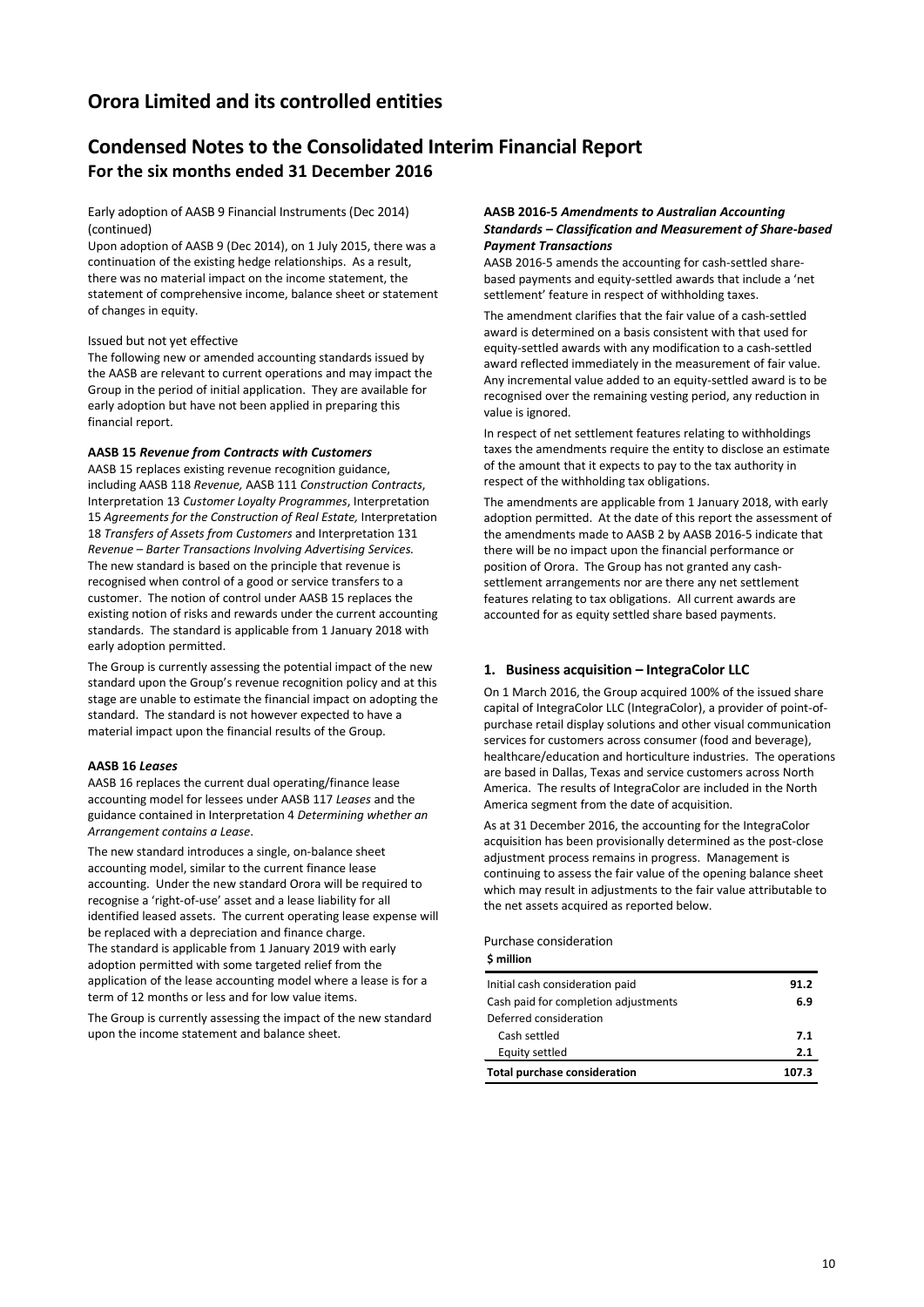# Orora Limited and its controlled entities

## Condensed Notes to the Consolidated Interim Financial Report
### For the six months ended 31 December 2016

Early adoption of AASB 9 Financial Instruments (Dec 2014) (continued)

Upon adoption of AASB 9 (Dec 2014), on 1 July 2015, there was a continuation of the existing hedge relationships. As a result, there was no material impact on the income statement, the statement of comprehensive income, balance sheet or statement of changes in equity.

Issued but not yet effective

The following new or amended accounting standards issued by the AASB are relevant to current operations and may impact the Group in the period of initial application. They are available for early adoption but have not been applied in preparing this financial report.

**AASB 15 *Revenue from Contracts with Customers***

AASB 15 replaces existing revenue recognition guidance, including AASB 118 *Revenue,* AASB 111 *Construction Contracts*, Interpretation 13 *Customer Loyalty Programmes*, Interpretation 15 *Agreements for the Construction of Real Estate,* Interpretation 18 *Transfers of Assets from Customers* and Interpretation 131 *Revenue – Barter Transactions Involving Advertising Services.* The new standard is based on the principle that revenue is recognised when control of a good or service transfers to a customer. The notion of control under AASB 15 replaces the existing notion of risks and rewards under the current accounting standards. The standard is applicable from 1 January 2018 with early adoption permitted.

The Group is currently assessing the potential impact of the new standard upon the Group's revenue recognition policy and at this stage are unable to estimate the financial impact on adopting the standard. The standard is not however expected to have a material impact upon the financial results of the Group.

**AASB 16 *Leases***

AASB 16 replaces the current dual operating/finance lease accounting model for lessees under AASB 117 *Leases* and the guidance contained in Interpretation 4 *Determining whether an Arrangement contains a Lease*.

The new standard introduces a single, on-balance sheet accounting model, similar to the current finance lease accounting. Under the new standard Orora will be required to recognise a 'right-of-use' asset and a lease liability for all identified leased assets. The current operating lease expense will be replaced with a depreciation and finance charge.
The standard is applicable from 1 January 2019 with early adoption permitted with some targeted relief from the application of the lease accounting model where a lease is for a term of 12 months or less and for low value items.

The Group is currently assessing the impact of the new standard upon the income statement and balance sheet.

**AASB 2016-5 *Amendments to Australian Accounting Standards – Classification and Measurement of Share-based Payment Transactions***

AASB 2016-5 amends the accounting for cash-settled share-based payments and equity-settled awards that include a 'net settlement' feature in respect of withholding taxes.

The amendment clarifies that the fair value of a cash-settled award is determined on a basis consistent with that used for equity-settled awards with any modification to a cash-settled award reflected immediately in the measurement of fair value. Any incremental value added to an equity-settled award is to be recognised over the remaining vesting period, any reduction in value is ignored.

In respect of net settlement features relating to withholdings taxes the amendments require the entity to disclose an estimate of the amount that it expects to pay to the tax authority in respect of the withholding tax obligations.

The amendments are applicable from 1 January 2018, with early adoption permitted. At the date of this report the assessment of the amendments made to AASB 2 by AASB 2016-5 indicate that there will be no impact upon the financial performance or position of Orora. The Group has not granted any cash-settlement arrangements nor are there any net settlement features relating to tax obligations. All current awards are accounted for as equity settled share based payments.

### 1. Business acquisition – IntegraColor LLC

On 1 March 2016, the Group acquired 100% of the issued share capital of IntegraColor LLC (IntegraColor), a provider of point-of-purchase retail display solutions and other visual communication services for customers across consumer (food and beverage), healthcare/education and horticulture industries. The operations are based in Dallas, Texas and service customers across North America. The results of IntegraColor are included in the North America segment from the date of acquisition.

As at 31 December 2016, the accounting for the IntegraColor acquisition has been provisionally determined as the post-close adjustment process remains in progress. Management is continuing to assess the fair value of the opening balance sheet which may result in adjustments to the fair value attributable to the net assets acquired as reported below.

Purchase consideration

| **$ million** | |
|---|---|
| Initial cash consideration paid | **91.2** |
| Cash paid for completion adjustments | **6.9** |
| Deferred consideration | |
| Cash settled | **7.1** |
| Equity settled | **2.1** |
| **Total purchase consideration** | **107.3** |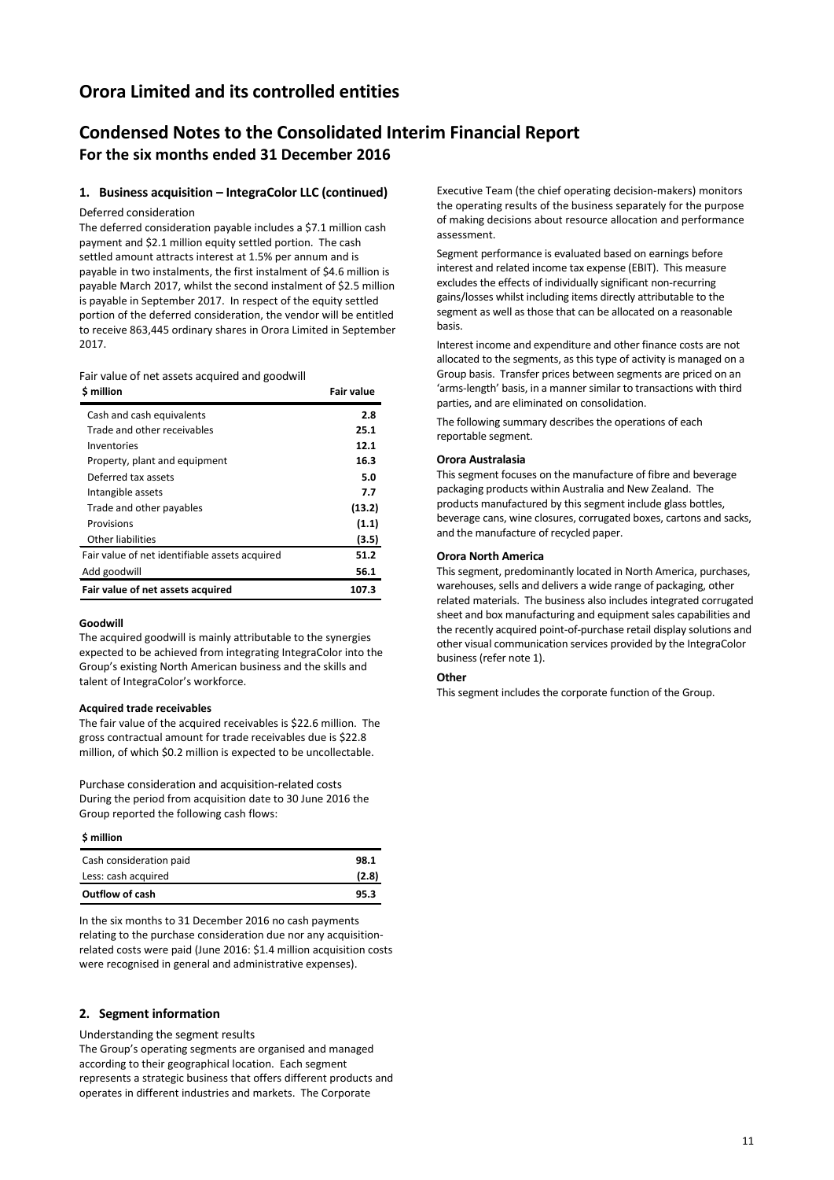# Orora Limited and its controlled entities

# Condensed Notes to the Consolidated Interim Financial Report

## For the six months ended 31 December 2016

### 1. Business acquisition – IntegraColor LLC (continued)

Deferred consideration

The deferred consideration payable includes a $7.1 million cash payment and $2.1 million equity settled portion. The cash settled amount attracts interest at 1.5% per annum and is payable in two instalments, the first instalment of $4.6 million is payable March 2017, whilst the second instalment of $2.5 million is payable in September 2017. In respect of the equity settled portion of the deferred consideration, the vendor will be entitled to receive 863,445 ordinary shares in Orora Limited in September 2017.

Fair value of net assets acquired and goodwill

| $ million | Fair value |
|---|---|
| Cash and cash equivalents | 2.8 |
| Trade and other receivables | 25.1 |
| Inventories | 12.1 |
| Property, plant and equipment | 16.3 |
| Deferred tax assets | 5.0 |
| Intangible assets | 7.7 |
| Trade and other payables | (13.2) |
| Provisions | (1.1) |
| Other liabilities | (3.5) |
| Fair value of net identifiable assets acquired | 51.2 |
| Add goodwill | 56.1 |
| **Fair value of net assets acquired** | **107.3** |

**Goodwill**

The acquired goodwill is mainly attributable to the synergies expected to be achieved from integrating IntegraColor into the Group's existing North American business and the skills and talent of IntegraColor's workforce.

**Acquired trade receivables**

The fair value of the acquired receivables is $22.6 million. The gross contractual amount for trade receivables due is $22.8 million, of which $0.2 million is expected to be uncollectable.

Purchase consideration and acquisition-related costs

During the period from acquisition date to 30 June 2016 the Group reported the following cash flows:

| $ million | |
|---|---|
| Cash consideration paid | 98.1 |
| Less: cash acquired | (2.8) |
| **Outflow of cash** | **95.3** |

In the six months to 31 December 2016 no cash payments relating to the purchase consideration due nor any acquisition-related costs were paid (June 2016: $1.4 million acquisition costs were recognised in general and administrative expenses).

### 2. Segment information

Understanding the segment results

The Group's operating segments are organised and managed according to their geographical location. Each segment represents a strategic business that offers different products and operates in different industries and markets. The Corporate Executive Team (the chief operating decision-makers) monitors the operating results of the business separately for the purpose of making decisions about resource allocation and performance assessment.

Segment performance is evaluated based on earnings before interest and related income tax expense (EBIT). This measure excludes the effects of individually significant non-recurring gains/losses whilst including items directly attributable to the segment as well as those that can be allocated on a reasonable basis.

Interest income and expenditure and other finance costs are not allocated to the segments, as this type of activity is managed on a Group basis. Transfer prices between segments are priced on an 'arms-length' basis, in a manner similar to transactions with third parties, and are eliminated on consolidation.

The following summary describes the operations of each reportable segment.

**Orora Australasia**

This segment focuses on the manufacture of fibre and beverage packaging products within Australia and New Zealand. The products manufactured by this segment include glass bottles, beverage cans, wine closures, corrugated boxes, cartons and sacks, and the manufacture of recycled paper.

**Orora North America**

This segment, predominantly located in North America, purchases, warehouses, sells and delivers a wide range of packaging, other related materials. The business also includes integrated corrugated sheet and box manufacturing and equipment sales capabilities and the recently acquired point-of-purchase retail display solutions and other visual communication services provided by the IntegraColor business (refer note 1).

**Other**

This segment includes the corporate function of the Group.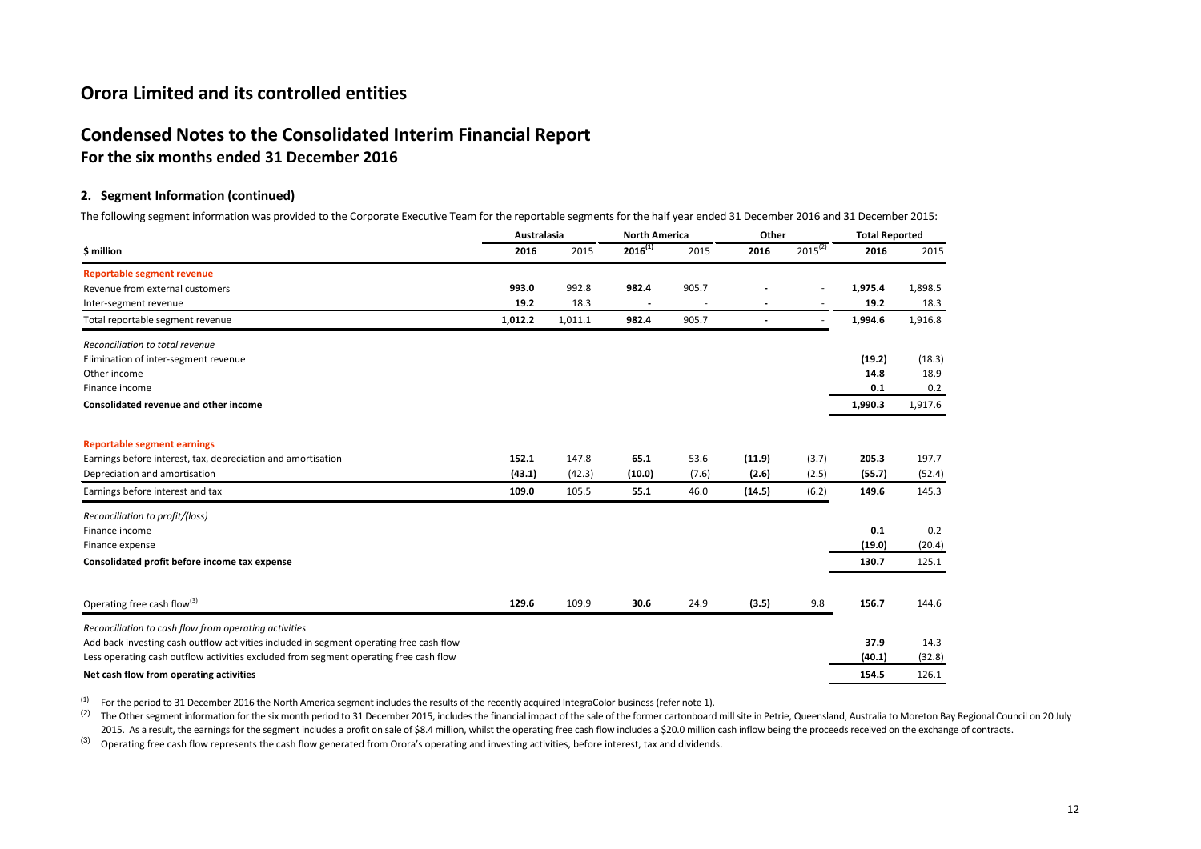# Orora Limited and its controlled entities

# Condensed Notes to the Consolidated Interim Financial Report

## For the six months ended 31 December 2016

### 2. Segment Information (continued)

The following segment information was provided to the Corporate Executive Team for the reportable segments for the half year ended 31 December 2016 and 31 December 2015:

| | Australasia | | North America | | Other | | Total Reported | |
|---|---|---|---|---|---|---|---|---|
| **$ million** | **2016** | 2015 | **2016[1]** | 2015 | **2016** | 2015[2] | **2016** | 2015 |
| **Reportable segment revenue** | | | | | | | | |
| Revenue from external customers | **993.0** | 992.8 | **982.4** | 905.7 | **-** | - | **1,975.4** | 1,898.5 |
| Inter-segment revenue | **19.2** | 18.3 | **-** | - | **-** | - | **19.2** | 18.3 |
| Total reportable segment revenue | **1,012.2** | 1,011.1 | **982.4** | 905.7 | **-** | - | **1,994.6** | 1,916.8 |
| *Reconciliation to total revenue* | | | | | | | | |
| Elimination of inter-segment revenue | | | | | | | **(19.2)** | (18.3) |
| Other income | | | | | | | **14.8** | 18.9 |
| Finance income | | | | | | | **0.1** | 0.2 |
| **Consolidated revenue and other income** | | | | | | | **1,990.3** | 1,917.6 |
| **Reportable segment earnings** | | | | | | | | |
| Earnings before interest, tax, depreciation and amortisation | **152.1** | 147.8 | **65.1** | 53.6 | **(11.9)** | (3.7) | **205.3** | 197.7 |
| Depreciation and amortisation | **(43.1)** | (42.3) | **(10.0)** | (7.6) | **(2.6)** | (2.5) | **(55.7)** | (52.4) |
| Earnings before interest and tax | **109.0** | 105.5 | **55.1** | 46.0 | **(14.5)** | (6.2) | **149.6** | 145.3 |
| *Reconciliation to profit/(loss)* | | | | | | | | |
| Finance income | | | | | | | **0.1** | 0.2 |
| Finance expense | | | | | | | **(19.0)** | (20.4) |
| **Consolidated profit before income tax expense** | | | | | | | **130.7** | 125.1 |
| Operating free cash flow[3] | **129.6** | 109.9 | **30.6** | 24.9 | **(3.5)** | 9.8 | **156.7** | 144.6 |
| *Reconciliation to cash flow from operating activities* | | | | | | | | |
| Add back investing cash outflow activities included in segment operating free cash flow | | | | | | | **37.9** | 14.3 |
| Less operating cash outflow activities excluded from segment operating free cash flow | | | | | | | **(40.1)** | (32.8) |
| **Net cash flow from operating activities** | | | | | | | **154.5** | 126.1 |

(1) For the period to 31 December 2016 the North America segment includes the results of the recently acquired IntegraColor business (refer note 1).

(2) The Other segment information for the six month period to 31 December 2015, includes the financial impact of the sale of the former cartonboard mill site in Petrie, Queensland, Australia to Moreton Bay Regional Council on 20 July 2015. As a result, the earnings for the segment includes a profit on sale of $8.4 million, whilst the operating free cash flow includes a $20.0 million cash inflow being the proceeds received on the exchange of contracts.

(3) Operating free cash flow represents the cash flow generated from Orora's operating and investing activities, before interest, tax and dividends.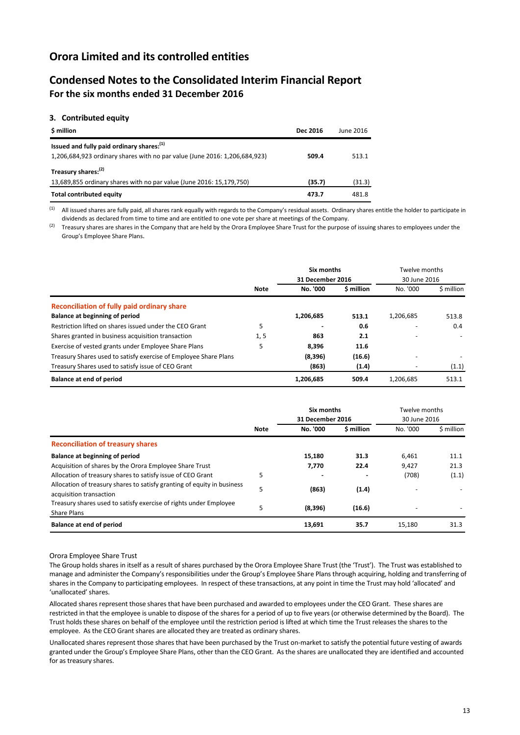# Orora Limited and its controlled entities

## Condensed Notes to the Consolidated Interim Financial Report

### For the six months ended 31 December 2016

### 3. Contributed equity

| $ million | Dec 2016 | June 2016 |
|---|---|---|
| **Issued and fully paid ordinary shares:**[1] | | |
| 1,206,684,923 ordinary shares with no par value (June 2016: 1,206,684,923) | **509.4** | 513.1 |
| **Treasury shares:**[2] | | |
| 13,689,855 ordinary shares with no par value (June 2016: 15,179,750) | **(35.7)** | (31.3) |
| **Total contributed equity** | **473.7** | 481.8 |

[1] All issued shares are fully paid, all shares rank equally with regards to the Company's residual assets. Ordinary shares entitle the holder to participate in dividends as declared from time to time and are entitled to one vote per share at meetings of the Company.

[2] Treasury shares are shares in the Company that are held by the Orora Employee Share Trust for the purpose of issuing shares to employees under the Group's Employee Share Plans.

| | Note | Six months 31 December 2016 | | Twelve months 30 June 2016 | |
|---|---|---|---|---|---|
| | | **No. '000** | **$ million** | No. '000 | $ million |
| **Reconciliation of fully paid ordinary share** | | | | | |
| **Balance at beginning of period** | | **1,206,685** | **513.1** | 1,206,685 | 513.8 |
| Restriction lifted on shares issued under the CEO Grant | 5 | **-** | **0.6** | - | 0.4 |
| Shares granted in business acquisition transaction | 1, 5 | **863** | **2.1** | - | - |
| Exercise of vested grants under Employee Share Plans | 5 | **8,396** | **11.6** | | |
| Treasury Shares used to satisfy exercise of Employee Share Plans | | **(8,396)** | **(16.6)** | - | - |
| Treasury Shares used to satisfy issue of CEO Grant | | **(863)** | **(1.4)** | - | (1.1) |
| **Balance at end of period** | | **1,206,685** | **509.4** | 1,206,685 | 513.1 |

| | Note | Six months 31 December 2016 | | Twelve months 30 June 2016 | |
|---|---|---|---|---|---|
| | | **No. '000** | **$ million** | No. '000 | $ million |
| **Reconciliation of treasury shares** | | | | | |
| **Balance at beginning of period** | | **15,180** | **31.3** | 6,461 | 11.1 |
| Acquisition of shares by the Orora Employee Share Trust | | **7,770** | **22.4** | 9,427 | 21.3 |
| Allocation of treasury shares to satisfy issue of CEO Grant | 5 | **-** | **-** | (708) | (1.1) |
| Allocation of treasury shares to satisfy granting of equity in business acquisition transaction | 5 | **(863)** | **(1.4)** | - | - |
| Treasury shares used to satisfy exercise of rights under Employee Share Plans | 5 | **(8,396)** | **(16.6)** | - | - |
| **Balance at end of period** | | **13,691** | **35.7** | 15,180 | 31.3 |

Orora Employee Share Trust

The Group holds shares in itself as a result of shares purchased by the Orora Employee Share Trust (the 'Trust'). The Trust was established to manage and administer the Company's responsibilities under the Group's Employee Share Plans through acquiring, holding and transferring of shares in the Company to participating employees. In respect of these transactions, at any point in time the Trust may hold 'allocated' and 'unallocated' shares.

Allocated shares represent those shares that have been purchased and awarded to employees under the CEO Grant. These shares are restricted in that the employee is unable to dispose of the shares for a period of up to five years (or otherwise determined by the Board). The Trust holds these shares on behalf of the employee until the restriction period is lifted at which time the Trust releases the shares to the employee. As the CEO Grant shares are allocated they are treated as ordinary shares.

Unallocated shares represent those shares that have been purchased by the Trust on-market to satisfy the potential future vesting of awards granted under the Group's Employee Share Plans, other than the CEO Grant. As the shares are unallocated they are identified and accounted for as treasury shares.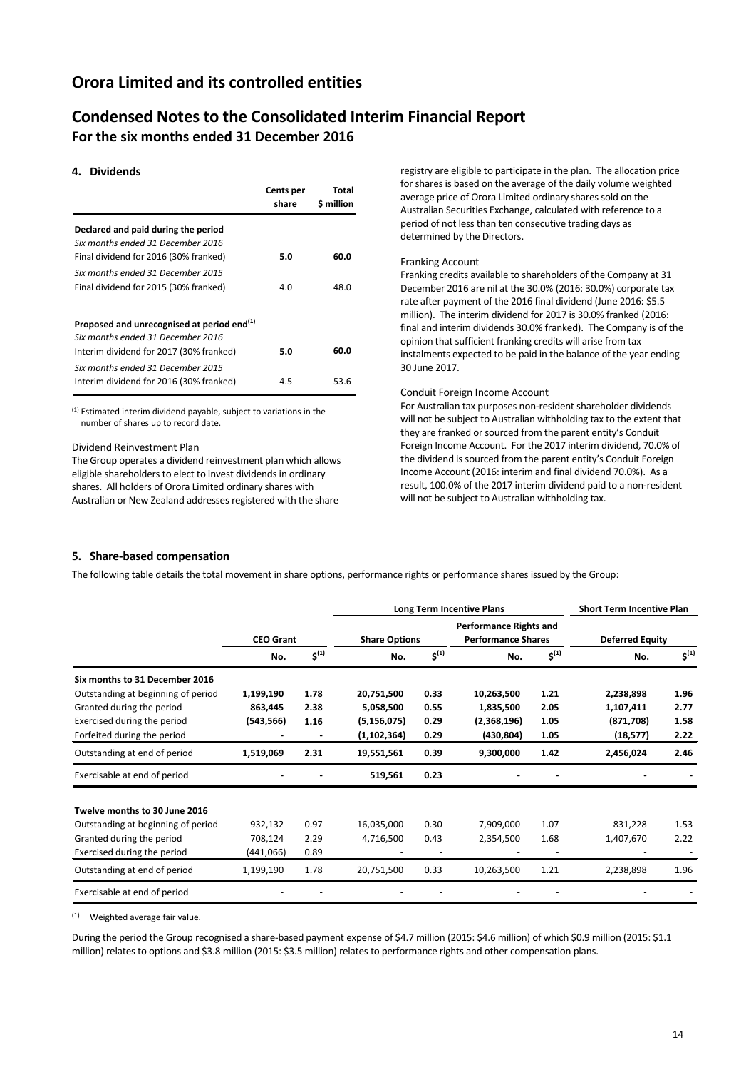# Orora Limited and its controlled entities

## Condensed Notes to the Consolidated Interim Financial Report

### For the six months ended 31 December 2016

### 4. Dividends

| | Cents per share | Total $ million |
|---|---|---|
| **Declared and paid during the period** | | |
| *Six months ended 31 December 2016* | | |
| Final dividend for 2016 (30% franked) | **5.0** | **60.0** |
| *Six months ended 31 December 2015* | | |
| Final dividend for 2015 (30% franked) | 4.0 | 48.0 |
| | | |
| **Proposed and unrecognised at period end[(1)]** | | |
| *Six months ended 31 December 2016* | | |
| Interim dividend for 2017 (30% franked) | **5.0** | **60.0** |
| *Six months ended 31 December 2015* | | |
| Interim dividend for 2016 (30% franked) | 4.5 | 53.6 |

(1) Estimated interim dividend payable, subject to variations in the number of shares up to record date.

Dividend Reinvestment Plan

The Group operates a dividend reinvestment plan which allows eligible shareholders to elect to invest dividends in ordinary shares. All holders of Orora Limited ordinary shares with Australian or New Zealand addresses registered with the share registry are eligible to participate in the plan. The allocation price for shares is based on the average of the daily volume weighted average price of Orora Limited ordinary shares sold on the Australian Securities Exchange, calculated with reference to a period of not less than ten consecutive trading days as determined by the Directors.

Franking Account

Franking credits available to shareholders of the Company at 31 December 2016 are nil at the 30.0% (2016: 30.0%) corporate tax rate after payment of the 2016 final dividend (June 2016: $5.5 million). The interim dividend for 2017 is 30.0% franked (2016: final and interim dividends 30.0% franked). The Company is of the opinion that sufficient franking credits will arise from tax instalments expected to be paid in the balance of the year ending 30 June 2017.

Conduit Foreign Income Account

For Australian tax purposes non-resident shareholder dividends will not be subject to Australian withholding tax to the extent that they are franked or sourced from the parent entity's Conduit Foreign Income Account. For the 2017 interim dividend, 70.0% of the dividend is sourced from the parent entity's Conduit Foreign Income Account (2016: interim and final dividend 70.0%). As a result, 100.0% of the 2017 interim dividend paid to a non-resident will not be subject to Australian withholding tax.

### 5. Share-based compensation

The following table details the total movement in share options, performance rights or performance shares issued by the Group:

| | | | Long Term Incentive Plans | | | | Short Term Incentive Plan | |
|---|---|---|---|---|---|---|---|---|
| | CEO Grant | | Share Options | | Performance Rights and Performance Shares | | Deferred Equity | |
| | No. | $[(1)] | No. | $[(1)] | No. | $[(1)] | No. | $[(1)] |
| **Six months to 31 December 2016** | | | | | | | | |
| Outstanding at beginning of period | **1,199,190** | **1.78** | **20,751,500** | **0.33** | **10,263,500** | **1.21** | **2,238,898** | **1.96** |
| Granted during the period | **863,445** | **2.38** | **5,058,500** | **0.55** | **1,835,500** | **2.05** | **1,107,411** | **2.77** |
| Exercised during the period | **(543,566)** | **1.16** | **(5,156,075)** | **0.29** | **(2,368,196)** | **1.05** | **(871,708)** | **1.58** |
| Forfeited during the period | **-** | **-** | **(1,102,364)** | **0.29** | **(430,804)** | **1.05** | **(18,577)** | **2.22** |
| Outstanding at end of period | **1,519,069** | **2.31** | **19,551,561** | **0.39** | **9,300,000** | **1.42** | **2,456,024** | **2.46** |
| Exercisable at end of period | **-** | **-** | **519,561** | **0.23** | **-** | **-** | **-** | **-** |
| | | | | | | | | |
| **Twelve months to 30 June 2016** | | | | | | | | |
| Outstanding at beginning of period | 932,132 | 0.97 | 16,035,000 | 0.30 | 7,909,000 | 1.07 | 831,228 | 1.53 |
| Granted during the period | 708,124 | 2.29 | 4,716,500 | 0.43 | 2,354,500 | 1.68 | 1,407,670 | 2.22 |
| Exercised during the period | (441,066) | 0.89 | - | - | - | - | - | - |
| Outstanding at end of period | 1,199,190 | 1.78 | 20,751,500 | 0.33 | 10,263,500 | 1.21 | 2,238,898 | 1.96 |
| Exercisable at end of period | - | - | - | - | - | - | - | - |

(1) Weighted average fair value.

During the period the Group recognised a share-based payment expense of $4.7 million (2015: $4.6 million) of which $0.9 million (2015: $1.1 million) relates to options and $3.8 million (2015: $3.5 million) relates to performance rights and other compensation plans.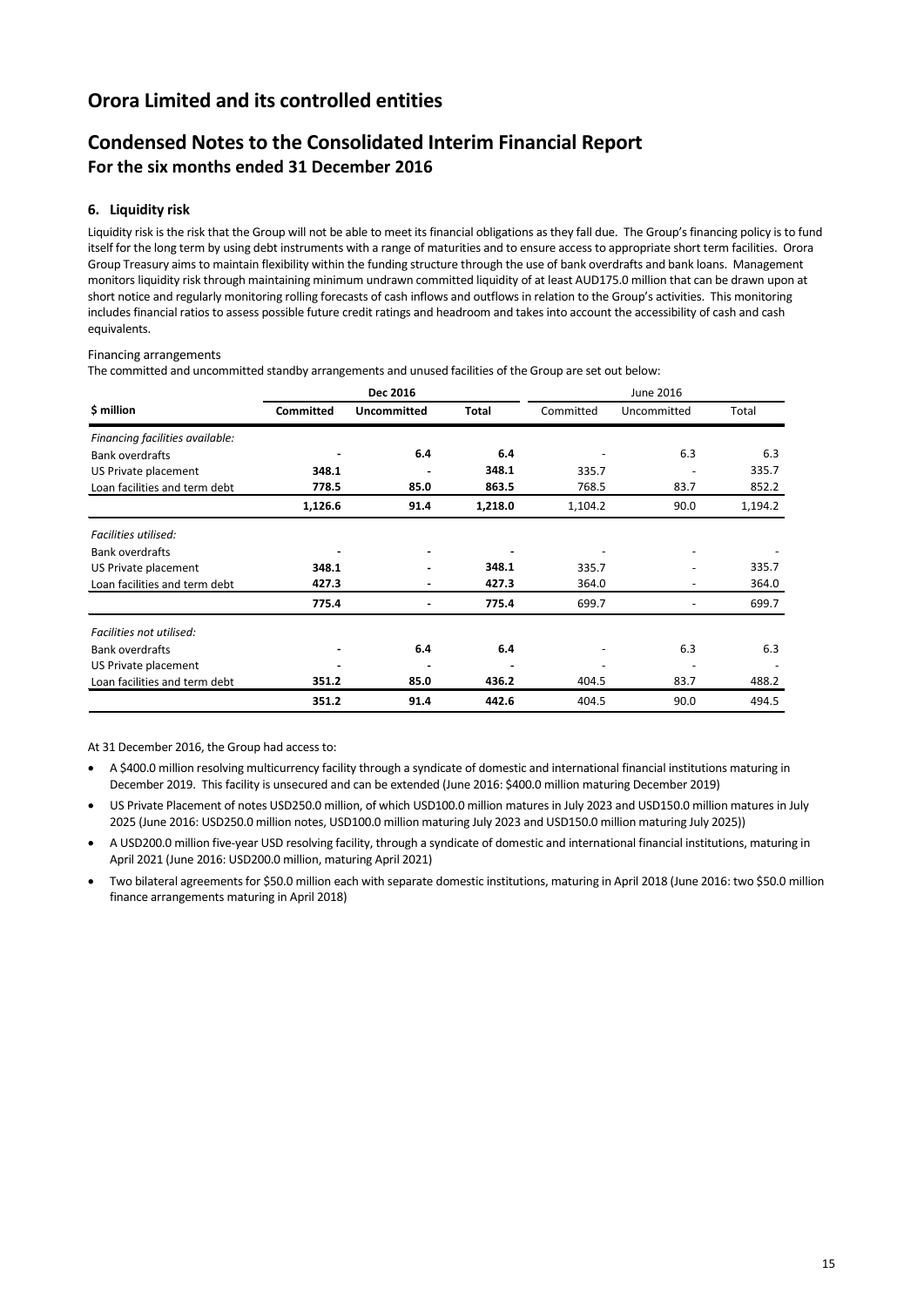# Orora Limited and its controlled entities

## Condensed Notes to the Consolidated Interim Financial Report
### For the six months ended 31 December 2016

#### 6. Liquidity risk

Liquidity risk is the risk that the Group will not be able to meet its financial obligations as they fall due. The Group's financing policy is to fund itself for the long term by using debt instruments with a range of maturities and to ensure access to appropriate short term facilities. Orora Group Treasury aims to maintain flexibility within the funding structure through the use of bank overdrafts and bank loans. Management monitors liquidity risk through maintaining minimum undrawn committed liquidity of at least AUD175.0 million that can be drawn upon at short notice and regularly monitoring rolling forecasts of cash inflows and outflows in relation to the Group's activities. This monitoring includes financial ratios to assess possible future credit ratings and headroom and takes into account the accessibility of cash and cash equivalents.

Financing arrangements

The committed and uncommitted standby arrangements and unused facilities of the Group are set out below:

| | **Dec 2016** | | | June 2016 | | |
|---|---|---|---|---|---|---|
| **$ million** | **Committed** | **Uncommitted** | **Total** | Committed | Uncommitted | Total |
| *Financing facilities available:* | | | | | | |
| Bank overdrafts | **-** | **6.4** | **6.4** | - | 6.3 | 6.3 |
| US Private placement | **348.1** | **-** | **348.1** | 335.7 | - | 335.7 |
| Loan facilities and term debt | **778.5** | **85.0** | **863.5** | 768.5 | 83.7 | 852.2 |
| | **1,126.6** | **91.4** | **1,218.0** | 1,104.2 | 90.0 | 1,194.2 |
| *Facilities utilised:* | | | | | | |
| Bank overdrafts | **-** | **-** | **-** | - | - | - |
| US Private placement | **348.1** | **-** | **348.1** | 335.7 | - | 335.7 |
| Loan facilities and term debt | **427.3** | **-** | **427.3** | 364.0 | - | 364.0 |
| | **775.4** | **-** | **775.4** | 699.7 | - | 699.7 |
| *Facilities not utilised:* | | | | | | |
| Bank overdrafts | **-** | **6.4** | **6.4** | - | 6.3 | 6.3 |
| US Private placement | **-** | **-** | **-** | - | - | - |
| Loan facilities and term debt | **351.2** | **85.0** | **436.2** | 404.5 | 83.7 | 488.2 |
| | **351.2** | **91.4** | **442.6** | 404.5 | 90.0 | 494.5 |

At 31 December 2016, the Group had access to:

- A $400.0 million resolving multicurrency facility through a syndicate of domestic and international financial institutions maturing in December 2019. This facility is unsecured and can be extended (June 2016: $400.0 million maturing December 2019)
- US Private Placement of notes USD250.0 million, of which USD100.0 million matures in July 2023 and USD150.0 million matures in July 2025 (June 2016: USD250.0 million notes, USD100.0 million maturing July 2023 and USD150.0 million maturing July 2025))
- A USD200.0 million five-year USD resolving facility, through a syndicate of domestic and international financial institutions, maturing in April 2021 (June 2016: USD200.0 million, maturing April 2021)
- Two bilateral agreements for $50.0 million each with separate domestic institutions, maturing in April 2018 (June 2016: two $50.0 million finance arrangements maturing in April 2018)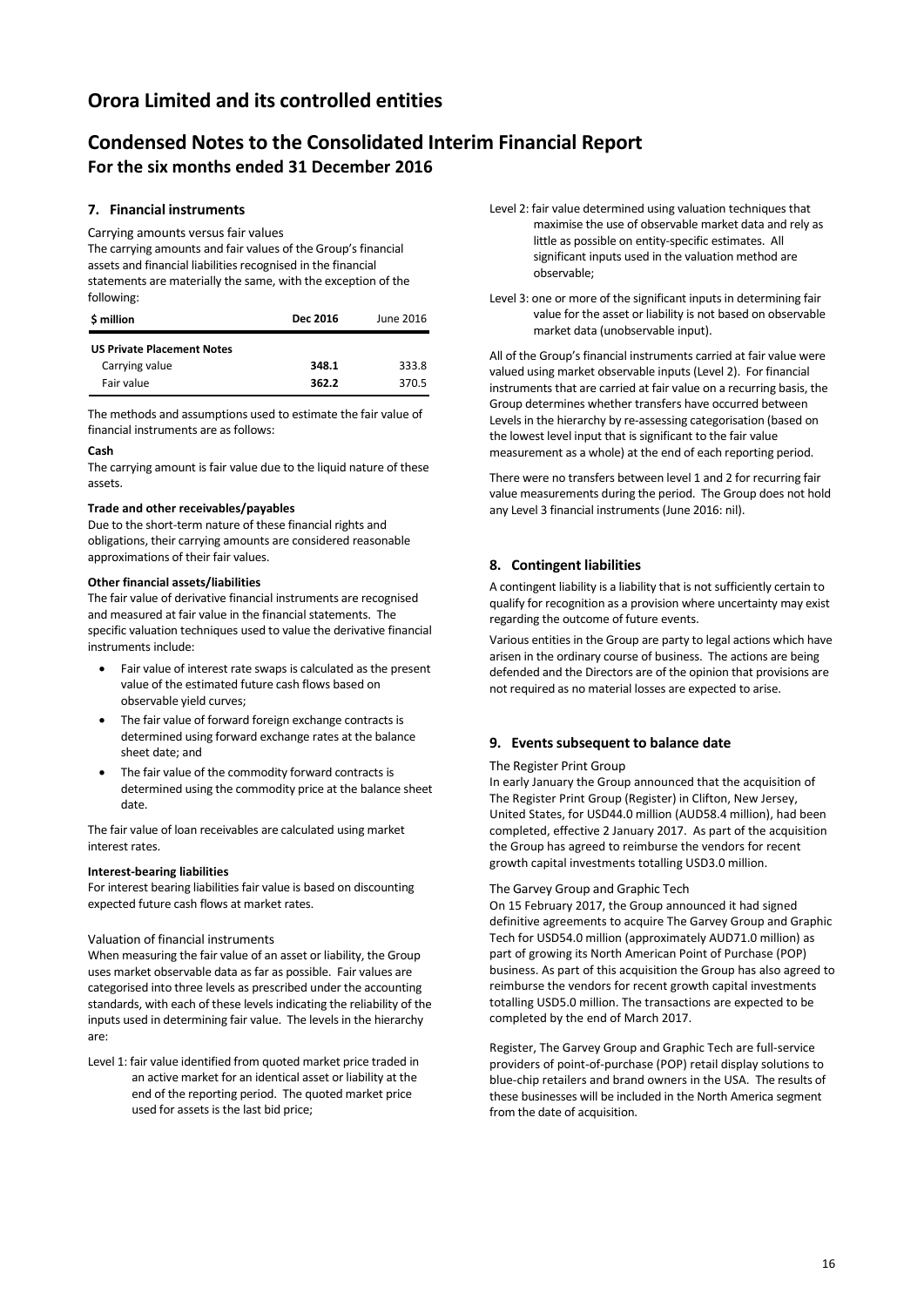# Orora Limited and its controlled entities

## Condensed Notes to the Consolidated Interim Financial Report
### For the six months ended 31 December 2016

### 7. Financial instruments

Carrying amounts versus fair values

The carrying amounts and fair values of the Group's financial assets and financial liabilities recognised in the financial statements are materially the same, with the exception of the following:

| $ million | Dec 2016 | June 2016 |
|---|---|---|
| **US Private Placement Notes** | | |
| Carrying value | **348.1** | 333.8 |
| Fair value | **362.2** | 370.5 |

The methods and assumptions used to estimate the fair value of financial instruments are as follows:

**Cash**

The carrying amount is fair value due to the liquid nature of these assets.

**Trade and other receivables/payables**

Due to the short-term nature of these financial rights and obligations, their carrying amounts are considered reasonable approximations of their fair values.

**Other financial assets/liabilities**

The fair value of derivative financial instruments are recognised and measured at fair value in the financial statements. The specific valuation techniques used to value the derivative financial instruments include:

- Fair value of interest rate swaps is calculated as the present value of the estimated future cash flows based on observable yield curves;
- The fair value of forward foreign exchange contracts is determined using forward exchange rates at the balance sheet date; and
- The fair value of the commodity forward contracts is determined using the commodity price at the balance sheet date.

The fair value of loan receivables are calculated using market interest rates.

**Interest-bearing liabilities**

For interest bearing liabilities fair value is based on discounting expected future cash flows at market rates.

Valuation of financial instruments

When measuring the fair value of an asset or liability, the Group uses market observable data as far as possible. Fair values are categorised into three levels as prescribed under the accounting standards, with each of these levels indicating the reliability of the inputs used in determining fair value. The levels in the hierarchy are:

Level 1: fair value identified from quoted market price traded in an active market for an identical asset or liability at the end of the reporting period. The quoted market price used for assets is the last bid price;

Level 2: fair value determined using valuation techniques that maximise the use of observable market data and rely as little as possible on entity-specific estimates. All significant inputs used in the valuation method are observable;

Level 3: one or more of the significant inputs in determining fair value for the asset or liability is not based on observable market data (unobservable input).

All of the Group's financial instruments carried at fair value were valued using market observable inputs (Level 2). For financial instruments that are carried at fair value on a recurring basis, the Group determines whether transfers have occurred between Levels in the hierarchy by re-assessing categorisation (based on the lowest level input that is significant to the fair value measurement as a whole) at the end of each reporting period.

There were no transfers between level 1 and 2 for recurring fair value measurements during the period. The Group does not hold any Level 3 financial instruments (June 2016: nil).

### 8. Contingent liabilities

A contingent liability is a liability that is not sufficiently certain to qualify for recognition as a provision where uncertainty may exist regarding the outcome of future events.

Various entities in the Group are party to legal actions which have arisen in the ordinary course of business. The actions are being defended and the Directors are of the opinion that provisions are not required as no material losses are expected to arise.

### 9. Events subsequent to balance date

The Register Print Group

In early January the Group announced that the acquisition of The Register Print Group (Register) in Clifton, New Jersey, United States, for USD44.0 million (AUD58.4 million), had been completed, effective 2 January 2017. As part of the acquisition the Group has agreed to reimburse the vendors for recent growth capital investments totalling USD3.0 million.

The Garvey Group and Graphic Tech

On 15 February 2017, the Group announced it had signed definitive agreements to acquire The Garvey Group and Graphic Tech for USD54.0 million (approximately AUD71.0 million) as part of growing its North American Point of Purchase (POP) business. As part of this acquisition the Group has also agreed to reimburse the vendors for recent growth capital investments totalling USD5.0 million. The transactions are expected to be completed by the end of March 2017.

Register, The Garvey Group and Graphic Tech are full-service providers of point-of-purchase (POP) retail display solutions to blue-chip retailers and brand owners in the USA. The results of these businesses will be included in the North America segment from the date of acquisition.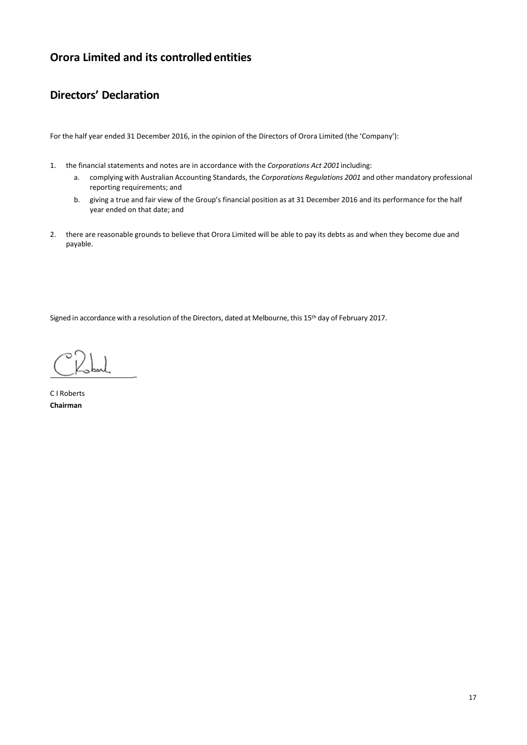# Orora Limited and its controlled entities

## Directors' Declaration

For the half year ended 31 December 2016, in the opinion of the Directors of Orora Limited (the 'Company'):

1. the financial statements and notes are in accordance with the *Corporations Act 2001* including:
   a. complying with Australian Accounting Standards, the *Corporations Regulations 2001* and other mandatory professional reporting requirements; and
   b. giving a true and fair view of the Group's financial position as at 31 December 2016 and its performance for the half year ended on that date; and
2. there are reasonable grounds to believe that Orora Limited will be able to pay its debts as and when they become due and payable.

Signed in accordance with a resolution of the Directors, dated at Melbourne, this 15th day of February 2017.

C I Roberts
**Chairman**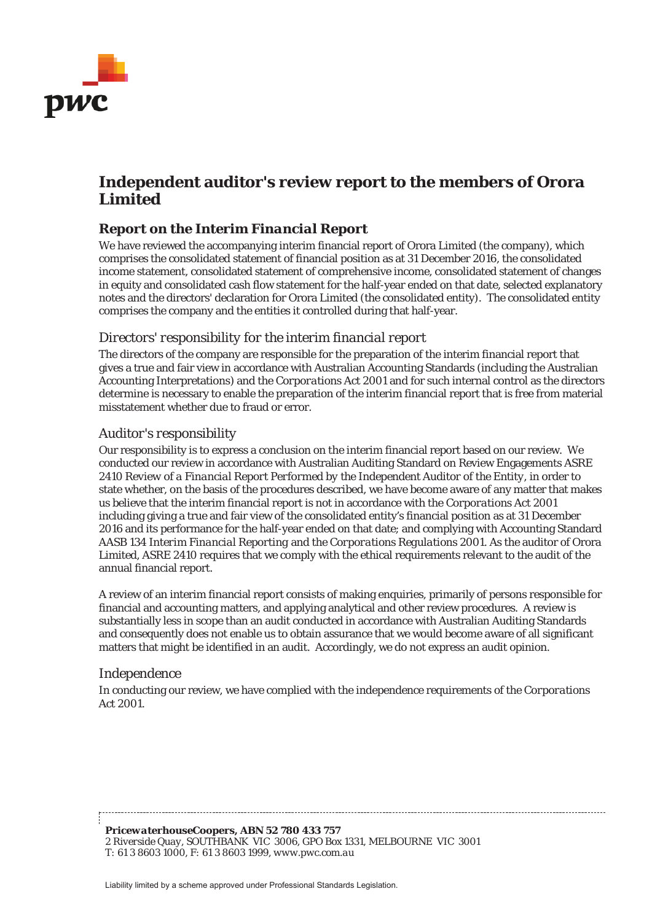# Independent auditor's review report to the members of Orora Limited

## Report on the Interim Financial Report

We have reviewed the accompanying interim financial report of Orora Limited (the company), which comprises the consolidated statement of financial position as at 31 December 2016, the consolidated income statement, consolidated statement of comprehensive income, consolidated statement of changes in equity and consolidated cash flow statement for the half-year ended on that date, selected explanatory notes and the directors' declaration for Orora Limited (the consolidated entity). The consolidated entity comprises the company and the entities it controlled during that half-year.

### *Directors' responsibility for the interim financial report*

The directors of the company are responsible for the preparation of the interim financial report that gives a true and fair view in accordance with Australian Accounting Standards (including the Australian Accounting Interpretations) and the *Corporations Act 2001* and for such internal control as the directors determine is necessary to enable the preparation of the interim financial report that is free from material misstatement whether due to fraud or error.

### *Auditor's responsibility*

Our responsibility is to express a conclusion on the interim financial report based on our review. We conducted our review in accordance with Australian Auditing Standard on Review Engagements ASRE 2410 *Review of a Financial Report Performed by the Independent Auditor of the Entity*, in order to state whether, on the basis of the procedures described, we have become aware of any matter that makes us believe that the interim financial report is not in accordance with the *Corporations Act 2001* including giving a true and fair view of the consolidated entity's financial position as at 31 December 2016 and its performance for the half-year ended on that date; and complying with Accounting Standard AASB 134 *Interim Financial Reporting* and the *Corporations Regulations 2001*. As the auditor of Orora Limited, ASRE 2410 requires that we comply with the ethical requirements relevant to the audit of the annual financial report.

A review of an interim financial report consists of making enquiries, primarily of persons responsible for financial and accounting matters, and applying analytical and other review procedures. A review is substantially less in scope than an audit conducted in accordance with Australian Auditing Standards and consequently does not enable us to obtain assurance that we would become aware of all significant matters that might be identified in an audit. Accordingly, we do not express an audit opinion.

### *Independence*

In conducting our review, we have complied with the independence requirements of the *Corporations Act 2001*.

***PricewaterhouseCoopers, ABN 52 780 433 757***
*2 Riverside Quay, SOUTHBANK VIC 3006, GPO Box 1331, MELBOURNE VIC 3001*
*T: 61 3 8603 1000, F: 61 3 8603 1999, www.pwc.com.au*

Liability limited by a scheme approved under Professional Standards Legislation.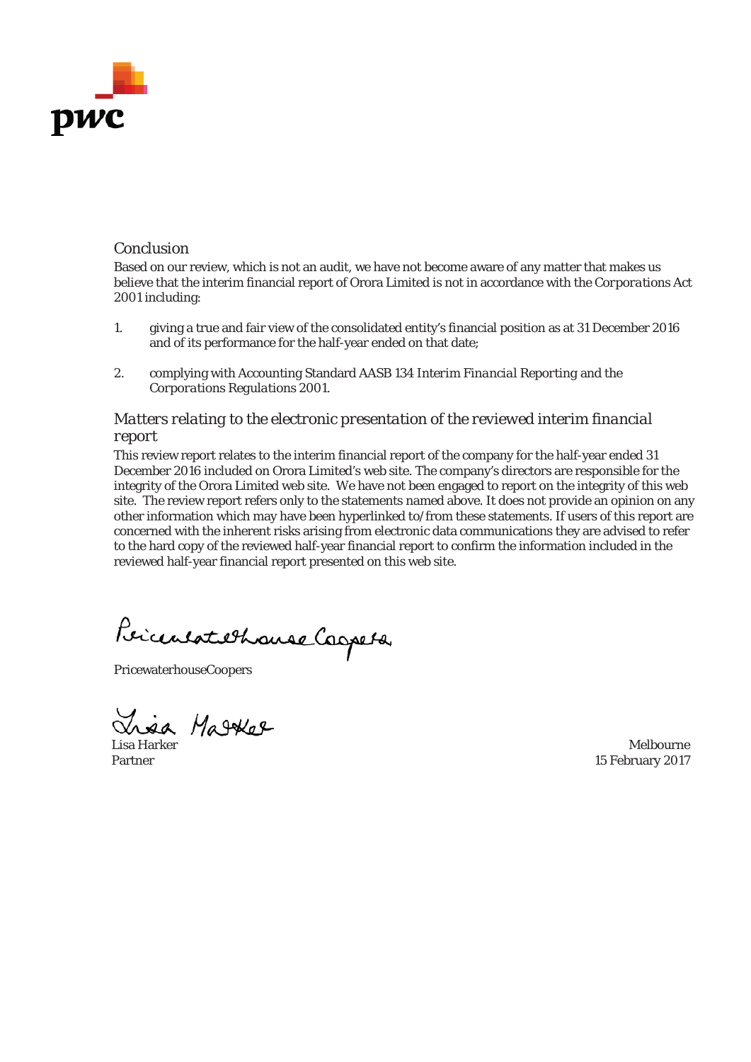## Conclusion

Based on our review, which is not an audit, we have not become aware of any matter that makes us believe that the interim financial report of Orora Limited is not in accordance with the *Corporations Act 2001* including:

1. giving a true and fair view of the consolidated entity's financial position as at 31 December 2016 and of its performance for the half-year ended on that date;

2. complying with Accounting Standard AASB 134 *Interim Financial Reporting* and the *Corporations Regulations 2001*.

## *Matters relating to the electronic presentation of the reviewed interim financial report*

This review report relates to the interim financial report of the company for the half-year ended 31 December 2016 included on Orora Limited's web site. The company's directors are responsible for the integrity of the Orora Limited web site. We have not been engaged to report on the integrity of this web site. The review report refers only to the statements named above. It does not provide an opinion on any other information which may have been hyperlinked to/from these statements. If users of this report are concerned with the inherent risks arising from electronic data communications they are advised to refer to the hard copy of the reviewed half-year financial report to confirm the information included in the reviewed half-year financial report presented on this web site.

PricewaterhouseCoopers

Lisa Harker
Partner

Melbourne
15 February 2017